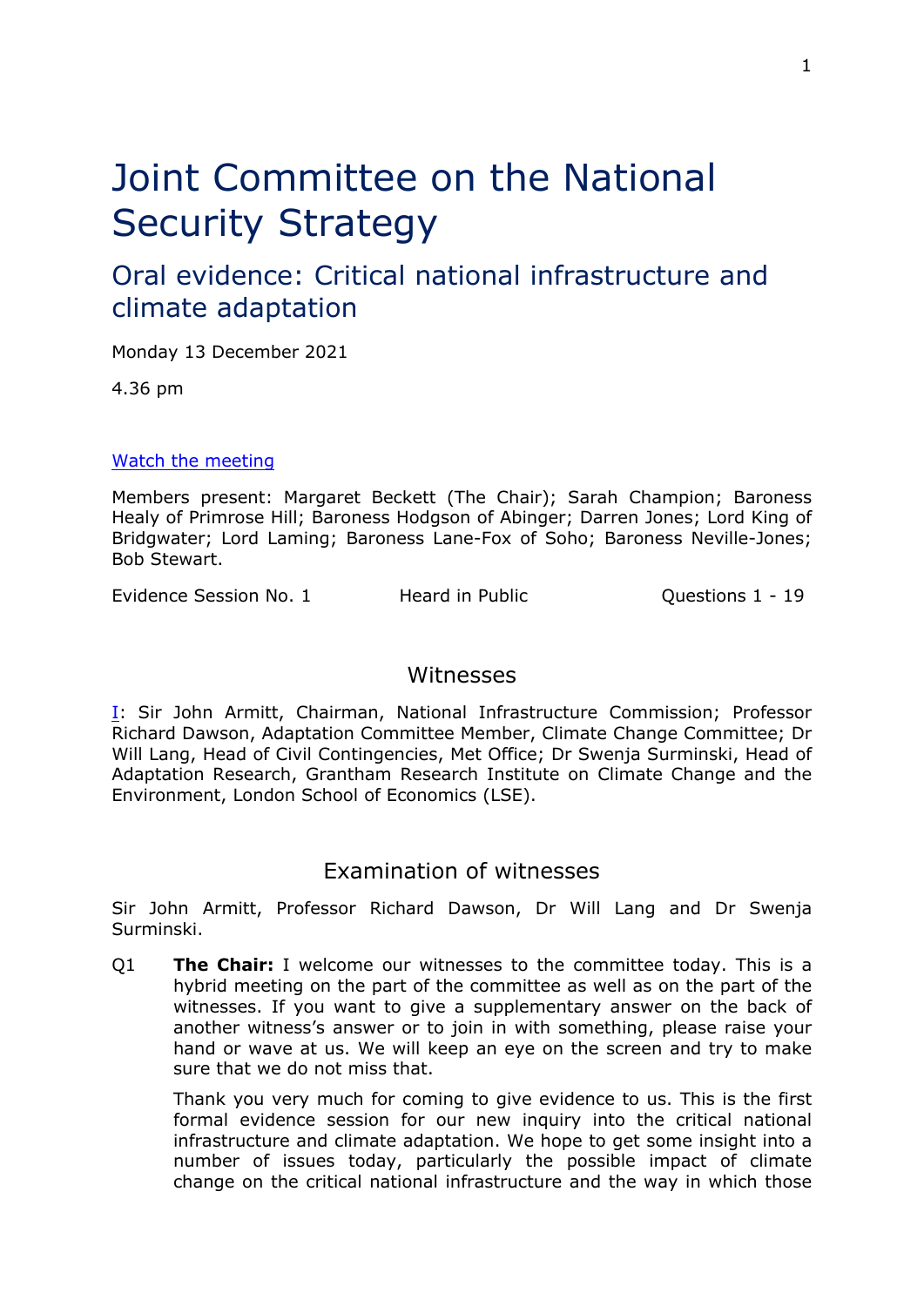# Joint Committee on the National Security Strategy

## Oral evidence: Critical national infrastructure and climate adaptation

Monday 13 December 2021

4.36 pm

[Watch the meeting](#)

Members present: Margaret Beckett (The Chair); Sarah Champion; Baroness Healy of Primrose Hill; Baroness Hodgson of Abinger; Darren Jones; Lord King of Bridgwater; Lord Laming; Baroness Lane-Fox of Soho; Baroness Neville-Jones; Bob Stewart.

Evidence Session No. 1 | Heard in Public | Questions 1 - 19

### Witnesses

[I](#): Sir John Armitt, Chairman, National Infrastructure Commission; Professor Richard Dawson, Adaptation Committee Member, Climate Change Committee; Dr Will Lang, Head of Civil Contingencies, Met Office; Dr Swenja Surminski, Head of Adaptation Research, Grantham Research Institute on Climate Change and the Environment, London School of Economics (LSE).

### Examination of witnesses

Sir John Armitt, Professor Richard Dawson, Dr Will Lang and Dr Swenja Surminski.

Q1 **The Chair:** I welcome our witnesses to the committee today. This is a hybrid meeting on the part of the committee as well as on the part of the witnesses. If you want to give a supplementary answer on the back of another witness's answer or to join in with something, please raise your hand or wave at us. We will keep an eye on the screen and try to make sure that we do not miss that.

Thank you very much for coming to give evidence to us. This is the first formal evidence session for our new inquiry into the critical national infrastructure and climate adaptation. We hope to get some insight into a number of issues today, particularly the possible impact of climate change on the critical national infrastructure and the way in which those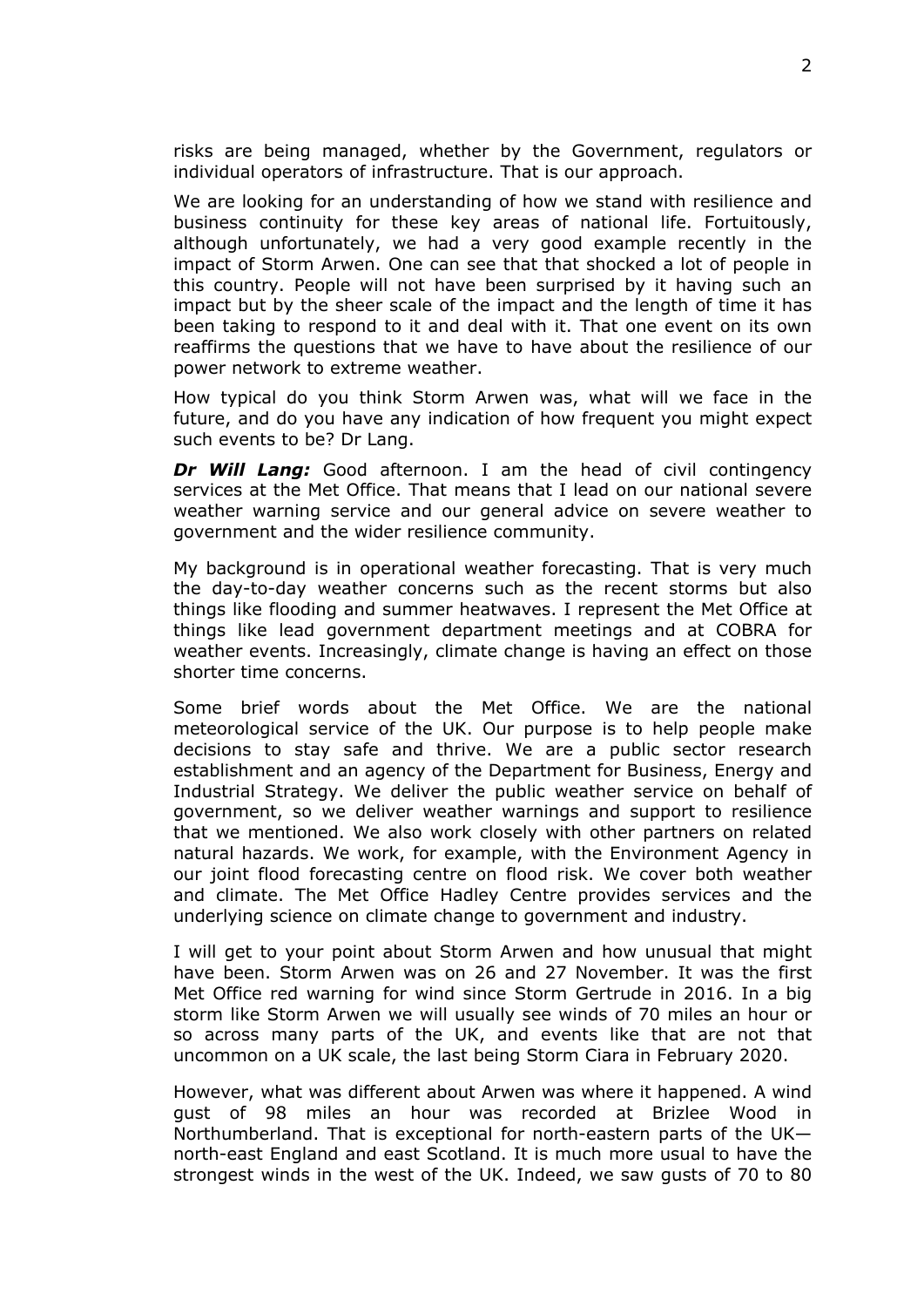risks are being managed, whether by the Government, regulators or individual operators of infrastructure. That is our approach.

We are looking for an understanding of how we stand with resilience and business continuity for these key areas of national life. Fortuitously, although unfortunately, we had a very good example recently in the impact of Storm Arwen. One can see that that shocked a lot of people in this country. People will not have been surprised by it having such an impact but by the sheer scale of the impact and the length of time it has been taking to respond to it and deal with it. That one event on its own reaffirms the questions that we have to have about the resilience of our power network to extreme weather.

How typical do you think Storm Arwen was, what will we face in the future, and do you have any indication of how frequent you might expect such events to be? Dr Lang.

***Dr Will Lang:*** Good afternoon. I am the head of civil contingency services at the Met Office. That means that I lead on our national severe weather warning service and our general advice on severe weather to government and the wider resilience community.

My background is in operational weather forecasting. That is very much the day-to-day weather concerns such as the recent storms but also things like flooding and summer heatwaves. I represent the Met Office at things like lead government department meetings and at COBRA for weather events. Increasingly, climate change is having an effect on those shorter time concerns.

Some brief words about the Met Office. We are the national meteorological service of the UK. Our purpose is to help people make decisions to stay safe and thrive. We are a public sector research establishment and an agency of the Department for Business, Energy and Industrial Strategy. We deliver the public weather service on behalf of government, so we deliver weather warnings and support to resilience that we mentioned. We also work closely with other partners on related natural hazards. We work, for example, with the Environment Agency in our joint flood forecasting centre on flood risk. We cover both weather and climate. The Met Office Hadley Centre provides services and the underlying science on climate change to government and industry.

I will get to your point about Storm Arwen and how unusual that might have been. Storm Arwen was on 26 and 27 November. It was the first Met Office red warning for wind since Storm Gertrude in 2016. In a big storm like Storm Arwen we will usually see winds of 70 miles an hour or so across many parts of the UK, and events like that are not that uncommon on a UK scale, the last being Storm Ciara in February 2020.

However, what was different about Arwen was where it happened. A wind gust of 98 miles an hour was recorded at Brizlee Wood in Northumberland. That is exceptional for north-eastern parts of the UK—north-east England and east Scotland. It is much more usual to have the strongest winds in the west of the UK. Indeed, we saw gusts of 70 to 80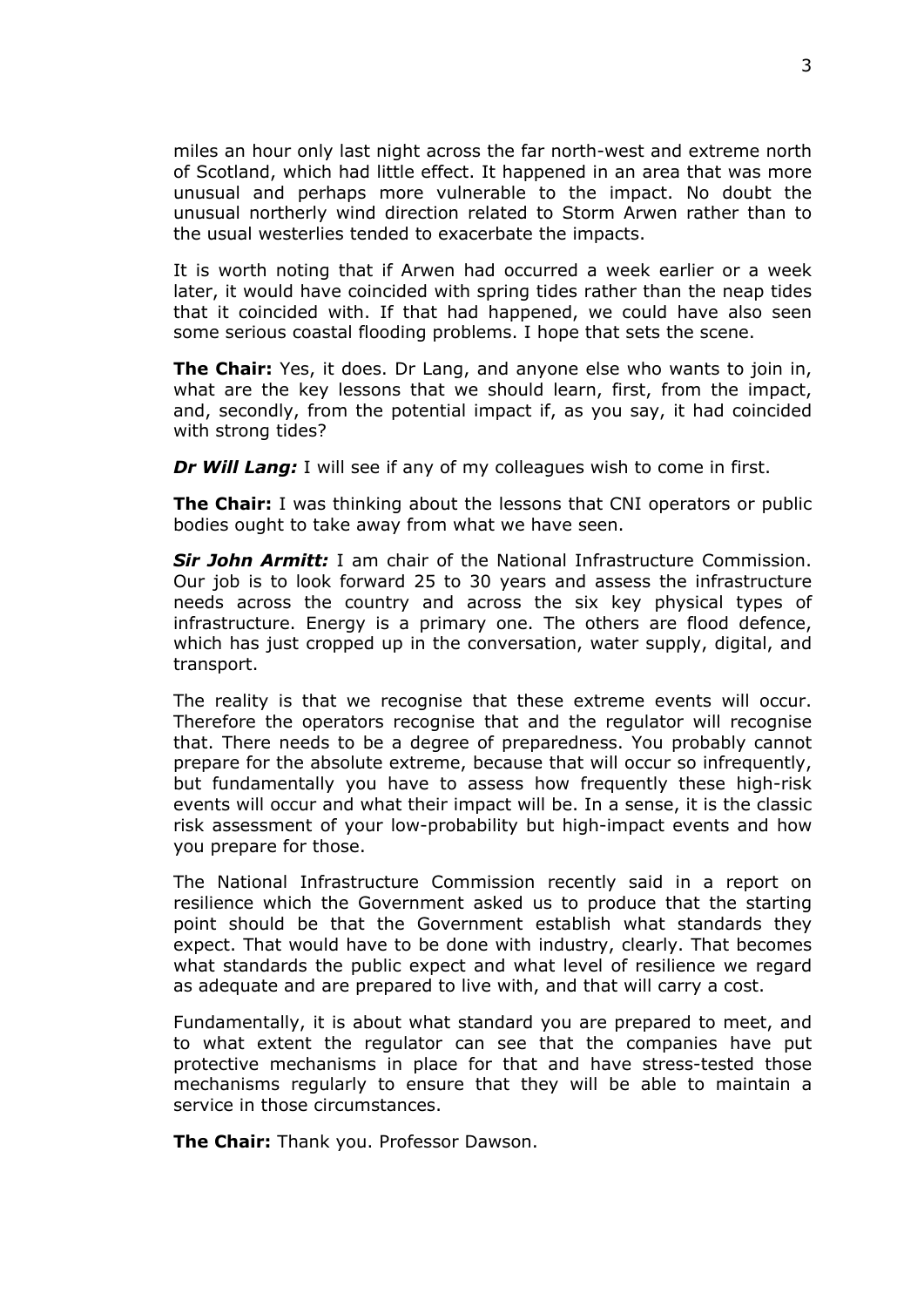miles an hour only last night across the far north-west and extreme north of Scotland, which had little effect. It happened in an area that was more unusual and perhaps more vulnerable to the impact. No doubt the unusual northerly wind direction related to Storm Arwen rather than to the usual westerlies tended to exacerbate the impacts.

It is worth noting that if Arwen had occurred a week earlier or a week later, it would have coincided with spring tides rather than the neap tides that it coincided with. If that had happened, we could have also seen some serious coastal flooding problems. I hope that sets the scene.

**The Chair:** Yes, it does. Dr Lang, and anyone else who wants to join in, what are the key lessons that we should learn, first, from the impact, and, secondly, from the potential impact if, as you say, it had coincided with strong tides?

***Dr Will Lang:*** I will see if any of my colleagues wish to come in first.

**The Chair:** I was thinking about the lessons that CNI operators or public bodies ought to take away from what we have seen.

***Sir John Armitt:*** I am chair of the National Infrastructure Commission. Our job is to look forward 25 to 30 years and assess the infrastructure needs across the country and across the six key physical types of infrastructure. Energy is a primary one. The others are flood defence, which has just cropped up in the conversation, water supply, digital, and transport.

The reality is that we recognise that these extreme events will occur. Therefore the operators recognise that and the regulator will recognise that. There needs to be a degree of preparedness. You probably cannot prepare for the absolute extreme, because that will occur so infrequently, but fundamentally you have to assess how frequently these high-risk events will occur and what their impact will be. In a sense, it is the classic risk assessment of your low-probability but high-impact events and how you prepare for those.

The National Infrastructure Commission recently said in a report on resilience which the Government asked us to produce that the starting point should be that the Government establish what standards they expect. That would have to be done with industry, clearly. That becomes what standards the public expect and what level of resilience we regard as adequate and are prepared to live with, and that will carry a cost.

Fundamentally, it is about what standard you are prepared to meet, and to what extent the regulator can see that the companies have put protective mechanisms in place for that and have stress-tested those mechanisms regularly to ensure that they will be able to maintain a service in those circumstances.

**The Chair:** Thank you. Professor Dawson.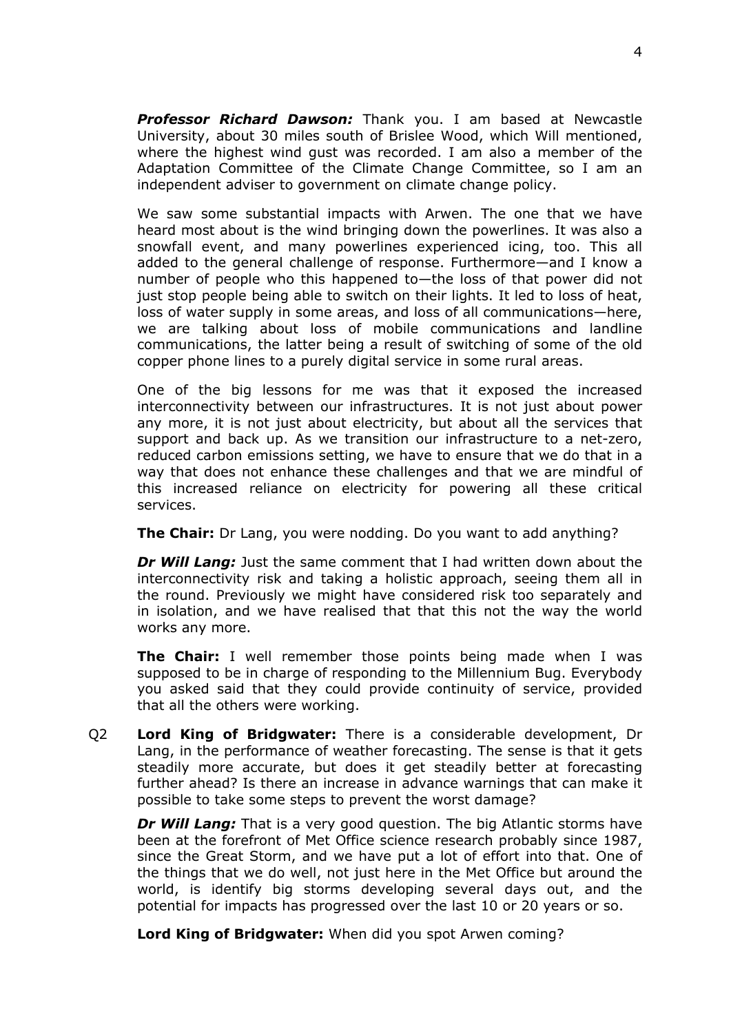***Professor Richard Dawson:*** Thank you. I am based at Newcastle University, about 30 miles south of Brislee Wood, which Will mentioned, where the highest wind gust was recorded. I am also a member of the Adaptation Committee of the Climate Change Committee, so I am an independent adviser to government on climate change policy.

We saw some substantial impacts with Arwen. The one that we have heard most about is the wind bringing down the powerlines. It was also a snowfall event, and many powerlines experienced icing, too. This all added to the general challenge of response. Furthermore—and I know a number of people who this happened to—the loss of that power did not just stop people being able to switch on their lights. It led to loss of heat, loss of water supply in some areas, and loss of all communications—here, we are talking about loss of mobile communications and landline communications, the latter being a result of switching of some of the old copper phone lines to a purely digital service in some rural areas.

One of the big lessons for me was that it exposed the increased interconnectivity between our infrastructures. It is not just about power any more, it is not just about electricity, but about all the services that support and back up. As we transition our infrastructure to a net-zero, reduced carbon emissions setting, we have to ensure that we do that in a way that does not enhance these challenges and that we are mindful of this increased reliance on electricity for powering all these critical services.

**The Chair:** Dr Lang, you were nodding. Do you want to add anything?

***Dr Will Lang:*** Just the same comment that I had written down about the interconnectivity risk and taking a holistic approach, seeing them all in the round. Previously we might have considered risk too separately and in isolation, and we have realised that that this not the way the world works any more.

**The Chair:** I well remember those points being made when I was supposed to be in charge of responding to the Millennium Bug. Everybody you asked said that they could provide continuity of service, provided that all the others were working.

Q2 **Lord King of Bridgwater:** There is a considerable development, Dr Lang, in the performance of weather forecasting. The sense is that it gets steadily more accurate, but does it get steadily better at forecasting further ahead? Is there an increase in advance warnings that can make it possible to take some steps to prevent the worst damage?

***Dr Will Lang:*** That is a very good question. The big Atlantic storms have been at the forefront of Met Office science research probably since 1987, since the Great Storm, and we have put a lot of effort into that. One of the things that we do well, not just here in the Met Office but around the world, is identify big storms developing several days out, and the potential for impacts has progressed over the last 10 or 20 years or so.

**Lord King of Bridgwater:** When did you spot Arwen coming?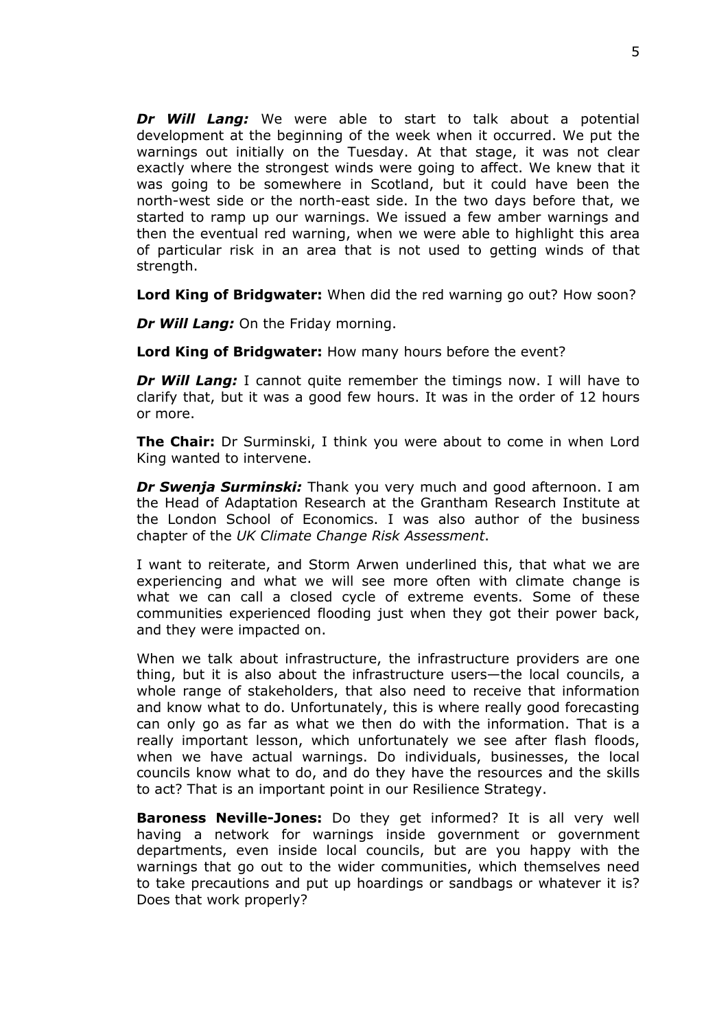***Dr Will Lang:*** We were able to start to talk about a potential development at the beginning of the week when it occurred. We put the warnings out initially on the Tuesday. At that stage, it was not clear exactly where the strongest winds were going to affect. We knew that it was going to be somewhere in Scotland, but it could have been the north-west side or the north-east side. In the two days before that, we started to ramp up our warnings. We issued a few amber warnings and then the eventual red warning, when we were able to highlight this area of particular risk in an area that is not used to getting winds of that strength.

**Lord King of Bridgwater:** When did the red warning go out? How soon?

***Dr Will Lang:*** On the Friday morning.

**Lord King of Bridgwater:** How many hours before the event?

***Dr Will Lang:*** I cannot quite remember the timings now. I will have to clarify that, but it was a good few hours. It was in the order of 12 hours or more.

**The Chair:** Dr Surminski, I think you were about to come in when Lord King wanted to intervene.

***Dr Swenja Surminski:*** Thank you very much and good afternoon. I am the Head of Adaptation Research at the Grantham Research Institute at the London School of Economics. I was also author of the business chapter of the *UK Climate Change Risk Assessment*.

I want to reiterate, and Storm Arwen underlined this, that what we are experiencing and what we will see more often with climate change is what we can call a closed cycle of extreme events. Some of these communities experienced flooding just when they got their power back, and they were impacted on.

When we talk about infrastructure, the infrastructure providers are one thing, but it is also about the infrastructure users—the local councils, a whole range of stakeholders, that also need to receive that information and know what to do. Unfortunately, this is where really good forecasting can only go as far as what we then do with the information. That is a really important lesson, which unfortunately we see after flash floods, when we have actual warnings. Do individuals, businesses, the local councils know what to do, and do they have the resources and the skills to act? That is an important point in our Resilience Strategy.

**Baroness Neville-Jones:** Do they get informed? It is all very well having a network for warnings inside government or government departments, even inside local councils, but are you happy with the warnings that go out to the wider communities, which themselves need to take precautions and put up hoardings or sandbags or whatever it is? Does that work properly?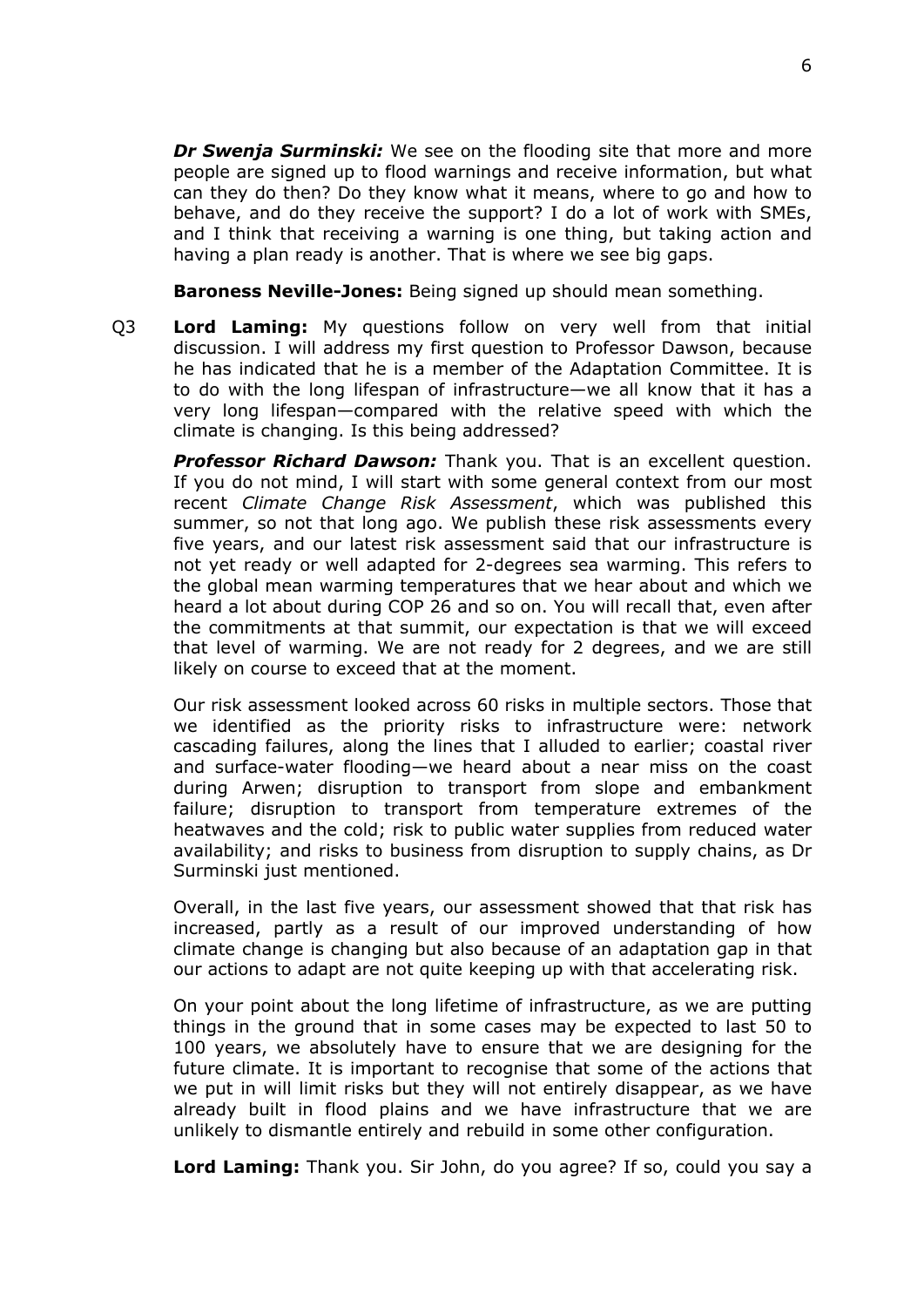***Dr Swenja Surminski:*** We see on the flooding site that more and more people are signed up to flood warnings and receive information, but what can they do then? Do they know what it means, where to go and how to behave, and do they receive the support? I do a lot of work with SMEs, and I think that receiving a warning is one thing, but taking action and having a plan ready is another. That is where we see big gaps.

**Baroness Neville-Jones:** Being signed up should mean something.

Q3 **Lord Laming:** My questions follow on very well from that initial discussion. I will address my first question to Professor Dawson, because he has indicated that he is a member of the Adaptation Committee. It is to do with the long lifespan of infrastructure—we all know that it has a very long lifespan—compared with the relative speed with which the climate is changing. Is this being addressed?

***Professor Richard Dawson:*** Thank you. That is an excellent question. If you do not mind, I will start with some general context from our most recent *Climate Change Risk Assessment*, which was published this summer, so not that long ago. We publish these risk assessments every five years, and our latest risk assessment said that our infrastructure is not yet ready or well adapted for 2-degrees sea warming. This refers to the global mean warming temperatures that we hear about and which we heard a lot about during COP 26 and so on. You will recall that, even after the commitments at that summit, our expectation is that we will exceed that level of warming. We are not ready for 2 degrees, and we are still likely on course to exceed that at the moment.

Our risk assessment looked across 60 risks in multiple sectors. Those that we identified as the priority risks to infrastructure were: network cascading failures, along the lines that I alluded to earlier; coastal river and surface-water flooding—we heard about a near miss on the coast during Arwen; disruption to transport from slope and embankment failure; disruption to transport from temperature extremes of the heatwaves and the cold; risk to public water supplies from reduced water availability; and risks to business from disruption to supply chains, as Dr Surminski just mentioned.

Overall, in the last five years, our assessment showed that that risk has increased, partly as a result of our improved understanding of how climate change is changing but also because of an adaptation gap in that our actions to adapt are not quite keeping up with that accelerating risk.

On your point about the long lifetime of infrastructure, as we are putting things in the ground that in some cases may be expected to last 50 to 100 years, we absolutely have to ensure that we are designing for the future climate. It is important to recognise that some of the actions that we put in will limit risks but they will not entirely disappear, as we have already built in flood plains and we have infrastructure that we are unlikely to dismantle entirely and rebuild in some other configuration.

**Lord Laming:** Thank you. Sir John, do you agree? If so, could you say a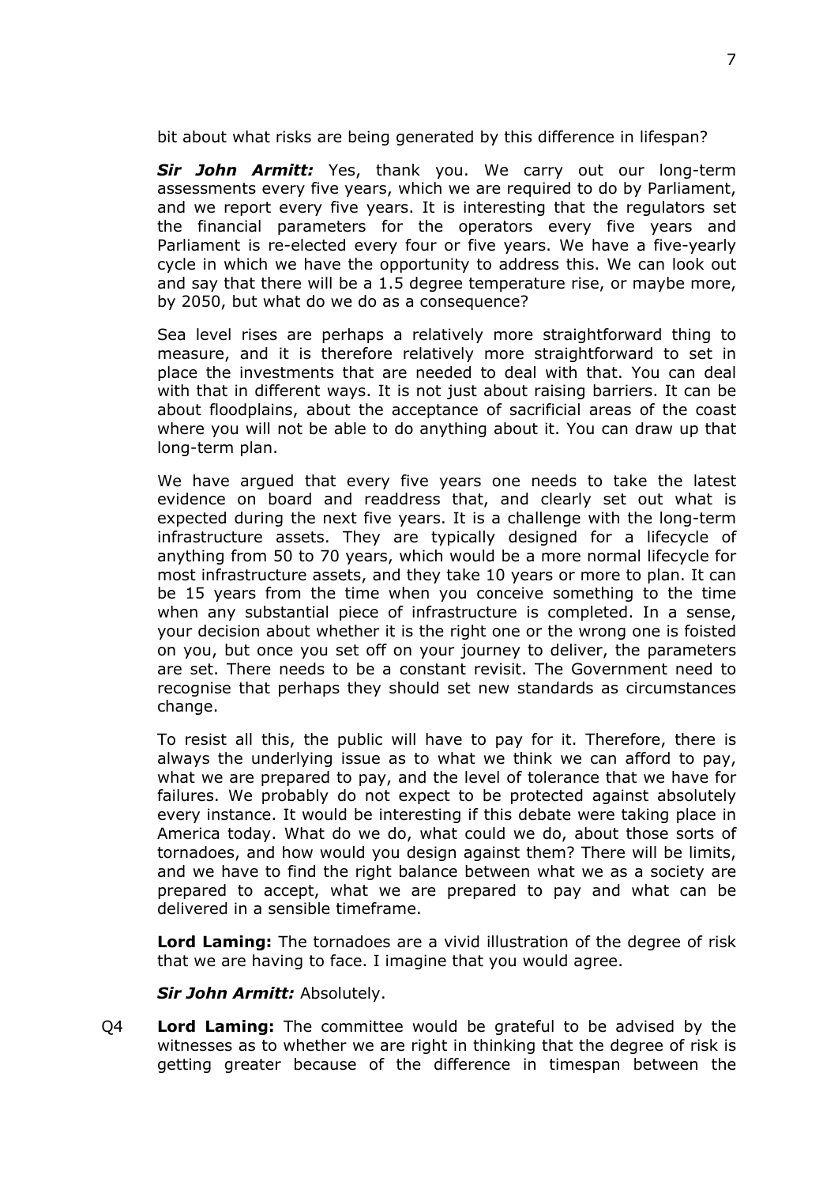bit about what risks are being generated by this difference in lifespan?

***Sir John Armitt:*** Yes, thank you. We carry out our long-term assessments every five years, which we are required to do by Parliament, and we report every five years. It is interesting that the regulators set the financial parameters for the operators every five years and Parliament is re-elected every four or five years. We have a five-yearly cycle in which we have the opportunity to address this. We can look out and say that there will be a 1.5 degree temperature rise, or maybe more, by 2050, but what do we do as a consequence?

Sea level rises are perhaps a relatively more straightforward thing to measure, and it is therefore relatively more straightforward to set in place the investments that are needed to deal with that. You can deal with that in different ways. It is not just about raising barriers. It can be about floodplains, about the acceptance of sacrificial areas of the coast where you will not be able to do anything about it. You can draw up that long-term plan.

We have argued that every five years one needs to take the latest evidence on board and readdress that, and clearly set out what is expected during the next five years. It is a challenge with the long-term infrastructure assets. They are typically designed for a lifecycle of anything from 50 to 70 years, which would be a more normal lifecycle for most infrastructure assets, and they take 10 years or more to plan. It can be 15 years from the time when you conceive something to the time when any substantial piece of infrastructure is completed. In a sense, your decision about whether it is the right one or the wrong one is foisted on you, but once you set off on your journey to deliver, the parameters are set. There needs to be a constant revisit. The Government need to recognise that perhaps they should set new standards as circumstances change.

To resist all this, the public will have to pay for it. Therefore, there is always the underlying issue as to what we think we can afford to pay, what we are prepared to pay, and the level of tolerance that we have for failures. We probably do not expect to be protected against absolutely every instance. It would be interesting if this debate were taking place in America today. What do we do, what could we do, about those sorts of tornadoes, and how would you design against them? There will be limits, and we have to find the right balance between what we as a society are prepared to accept, what we are prepared to pay and what can be delivered in a sensible timeframe.

**Lord Laming:** The tornadoes are a vivid illustration of the degree of risk that we are having to face. I imagine that you would agree.

***Sir John Armitt:*** Absolutely.

Q4 **Lord Laming:** The committee would be grateful to be advised by the witnesses as to whether we are right in thinking that the degree of risk is getting greater because of the difference in timespan between the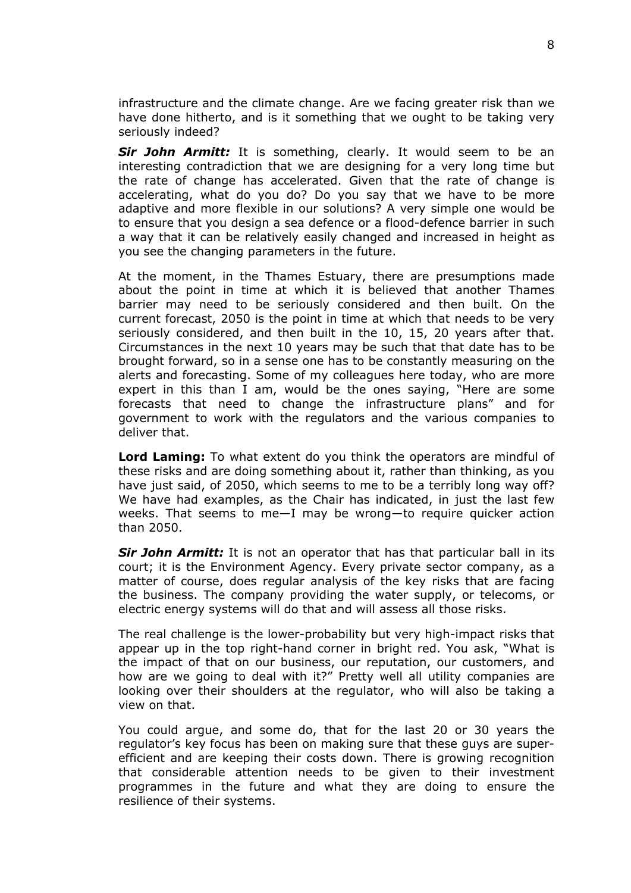infrastructure and the climate change. Are we facing greater risk than we have done hitherto, and is it something that we ought to be taking very seriously indeed?

***Sir John Armitt:*** It is something, clearly. It would seem to be an interesting contradiction that we are designing for a very long time but the rate of change has accelerated. Given that the rate of change is accelerating, what do you do? Do you say that we have to be more adaptive and more flexible in our solutions? A very simple one would be to ensure that you design a sea defence or a flood-defence barrier in such a way that it can be relatively easily changed and increased in height as you see the changing parameters in the future.

At the moment, in the Thames Estuary, there are presumptions made about the point in time at which it is believed that another Thames barrier may need to be seriously considered and then built. On the current forecast, 2050 is the point in time at which that needs to be very seriously considered, and then built in the 10, 15, 20 years after that. Circumstances in the next 10 years may be such that that date has to be brought forward, so in a sense one has to be constantly measuring on the alerts and forecasting. Some of my colleagues here today, who are more expert in this than I am, would be the ones saying, "Here are some forecasts that need to change the infrastructure plans" and for government to work with the regulators and the various companies to deliver that.

**Lord Laming:** To what extent do you think the operators are mindful of these risks and are doing something about it, rather than thinking, as you have just said, of 2050, which seems to me to be a terribly long way off? We have had examples, as the Chair has indicated, in just the last few weeks. That seems to me—I may be wrong—to require quicker action than 2050.

***Sir John Armitt:*** It is not an operator that has that particular ball in its court; it is the Environment Agency. Every private sector company, as a matter of course, does regular analysis of the key risks that are facing the business. The company providing the water supply, or telecoms, or electric energy systems will do that and will assess all those risks.

The real challenge is the lower-probability but very high-impact risks that appear up in the top right-hand corner in bright red. You ask, "What is the impact of that on our business, our reputation, our customers, and how are we going to deal with it?" Pretty well all utility companies are looking over their shoulders at the regulator, who will also be taking a view on that.

You could argue, and some do, that for the last 20 or 30 years the regulator's key focus has been on making sure that these guys are super-efficient and are keeping their costs down. There is growing recognition that considerable attention needs to be given to their investment programmes in the future and what they are doing to ensure the resilience of their systems.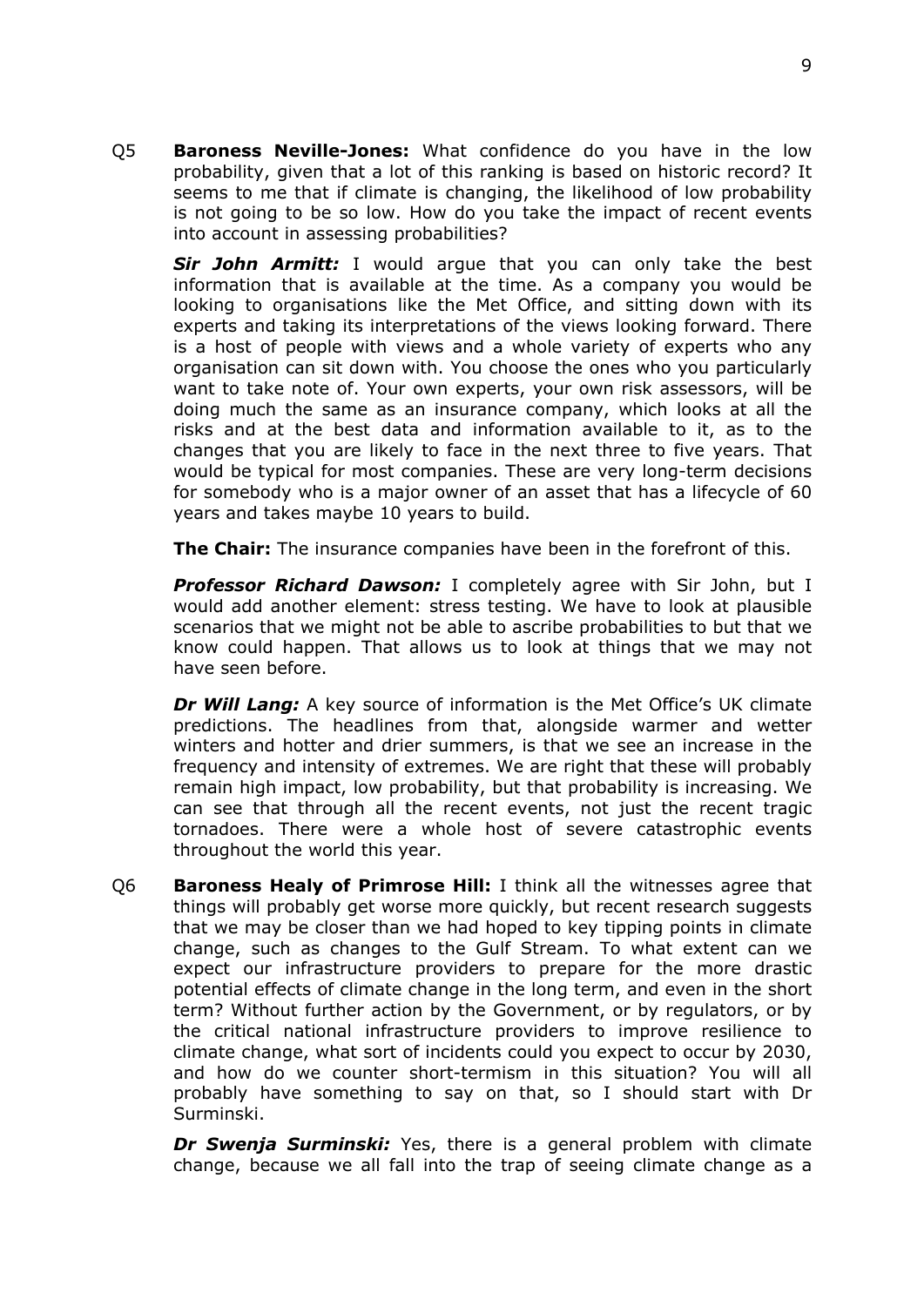Q5 **Baroness Neville-Jones:** What confidence do you have in the low probability, given that a lot of this ranking is based on historic record? It seems to me that if climate is changing, the likelihood of low probability is not going to be so low. How do you take the impact of recent events into account in assessing probabilities?

***Sir John Armitt:*** I would argue that you can only take the best information that is available at the time. As a company you would be looking to organisations like the Met Office, and sitting down with its experts and taking its interpretations of the views looking forward. There is a host of people with views and a whole variety of experts who any organisation can sit down with. You choose the ones who you particularly want to take note of. Your own experts, your own risk assessors, will be doing much the same as an insurance company, which looks at all the risks and at the best data and information available to it, as to the changes that you are likely to face in the next three to five years. That would be typical for most companies. These are very long-term decisions for somebody who is a major owner of an asset that has a lifecycle of 60 years and takes maybe 10 years to build.

**The Chair:** The insurance companies have been in the forefront of this.

***Professor Richard Dawson:*** I completely agree with Sir John, but I would add another element: stress testing. We have to look at plausible scenarios that we might not be able to ascribe probabilities to but that we know could happen. That allows us to look at things that we may not have seen before.

***Dr Will Lang:*** A key source of information is the Met Office's UK climate predictions. The headlines from that, alongside warmer and wetter winters and hotter and drier summers, is that we see an increase in the frequency and intensity of extremes. We are right that these will probably remain high impact, low probability, but that probability is increasing. We can see that through all the recent events, not just the recent tragic tornadoes. There were a whole host of severe catastrophic events throughout the world this year.

Q6 **Baroness Healy of Primrose Hill:** I think all the witnesses agree that things will probably get worse more quickly, but recent research suggests that we may be closer than we had hoped to key tipping points in climate change, such as changes to the Gulf Stream. To what extent can we expect our infrastructure providers to prepare for the more drastic potential effects of climate change in the long term, and even in the short term? Without further action by the Government, or by regulators, or by the critical national infrastructure providers to improve resilience to climate change, what sort of incidents could you expect to occur by 2030, and how do we counter short-termism in this situation? You will all probably have something to say on that, so I should start with Dr Surminski.

***Dr Swenja Surminski:*** Yes, there is a general problem with climate change, because we all fall into the trap of seeing climate change as a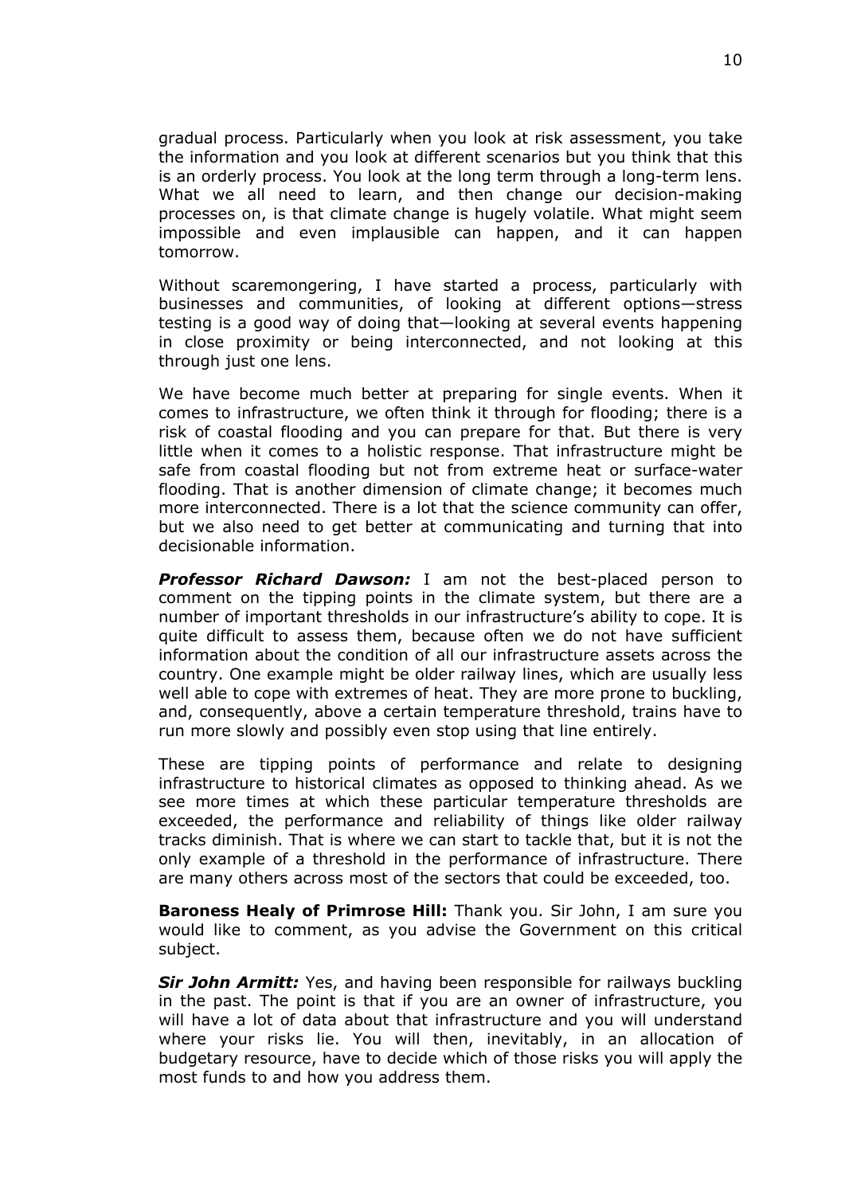gradual process. Particularly when you look at risk assessment, you take the information and you look at different scenarios but you think that this is an orderly process. You look at the long term through a long-term lens. What we all need to learn, and then change our decision-making processes on, is that climate change is hugely volatile. What might seem impossible and even implausible can happen, and it can happen tomorrow.

Without scaremongering, I have started a process, particularly with businesses and communities, of looking at different options—stress testing is a good way of doing that—looking at several events happening in close proximity or being interconnected, and not looking at this through just one lens.

We have become much better at preparing for single events. When it comes to infrastructure, we often think it through for flooding; there is a risk of coastal flooding and you can prepare for that. But there is very little when it comes to a holistic response. That infrastructure might be safe from coastal flooding but not from extreme heat or surface-water flooding. That is another dimension of climate change; it becomes much more interconnected. There is a lot that the science community can offer, but we also need to get better at communicating and turning that into decisionable information.

***Professor Richard Dawson:*** I am not the best-placed person to comment on the tipping points in the climate system, but there are a number of important thresholds in our infrastructure's ability to cope. It is quite difficult to assess them, because often we do not have sufficient information about the condition of all our infrastructure assets across the country. One example might be older railway lines, which are usually less well able to cope with extremes of heat. They are more prone to buckling, and, consequently, above a certain temperature threshold, trains have to run more slowly and possibly even stop using that line entirely.

These are tipping points of performance and relate to designing infrastructure to historical climates as opposed to thinking ahead. As we see more times at which these particular temperature thresholds are exceeded, the performance and reliability of things like older railway tracks diminish. That is where we can start to tackle that, but it is not the only example of a threshold in the performance of infrastructure. There are many others across most of the sectors that could be exceeded, too.

**Baroness Healy of Primrose Hill:** Thank you. Sir John, I am sure you would like to comment, as you advise the Government on this critical subject.

***Sir John Armitt:*** Yes, and having been responsible for railways buckling in the past. The point is that if you are an owner of infrastructure, you will have a lot of data about that infrastructure and you will understand where your risks lie. You will then, inevitably, in an allocation of budgetary resource, have to decide which of those risks you will apply the most funds to and how you address them.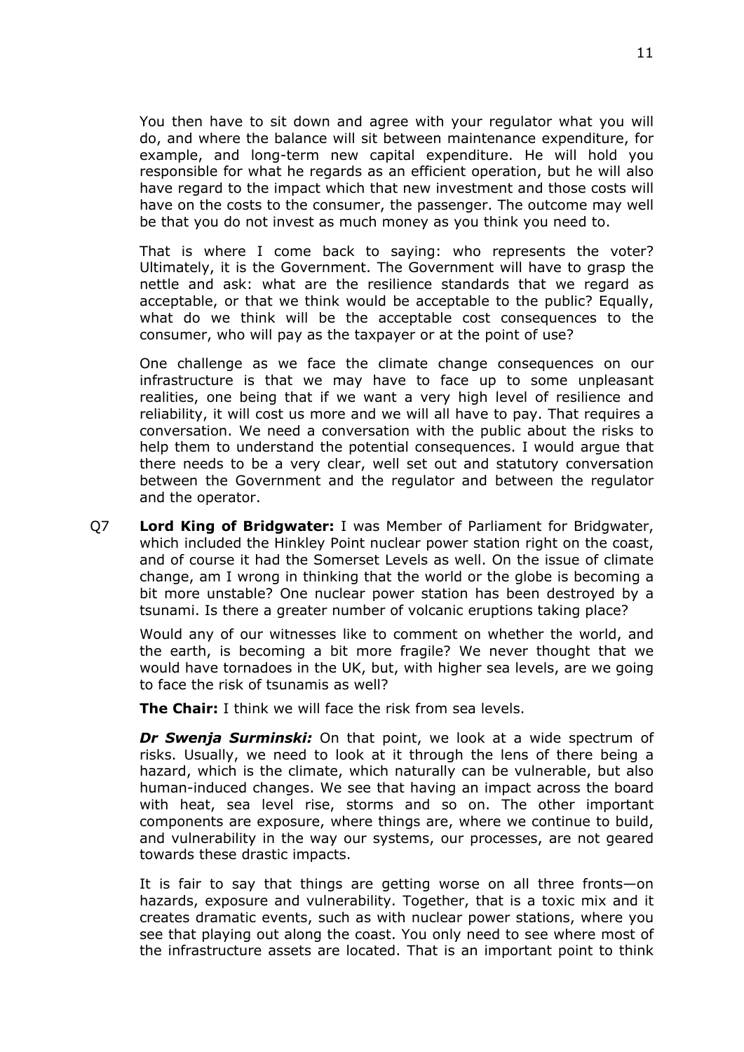You then have to sit down and agree with your regulator what you will do, and where the balance will sit between maintenance expenditure, for example, and long-term new capital expenditure. He will hold you responsible for what he regards as an efficient operation, but he will also have regard to the impact which that new investment and those costs will have on the costs to the consumer, the passenger. The outcome may well be that you do not invest as much money as you think you need to.

That is where I come back to saying: who represents the voter? Ultimately, it is the Government. The Government will have to grasp the nettle and ask: what are the resilience standards that we regard as acceptable, or that we think would be acceptable to the public? Equally, what do we think will be the acceptable cost consequences to the consumer, who will pay as the taxpayer or at the point of use?

One challenge as we face the climate change consequences on our infrastructure is that we may have to face up to some unpleasant realities, one being that if we want a very high level of resilience and reliability, it will cost us more and we will all have to pay. That requires a conversation. We need a conversation with the public about the risks to help them to understand the potential consequences. I would argue that there needs to be a very clear, well set out and statutory conversation between the Government and the regulator and between the regulator and the operator.

Q7 **Lord King of Bridgwater:** I was Member of Parliament for Bridgwater, which included the Hinkley Point nuclear power station right on the coast, and of course it had the Somerset Levels as well. On the issue of climate change, am I wrong in thinking that the world or the globe is becoming a bit more unstable? One nuclear power station has been destroyed by a tsunami. Is there a greater number of volcanic eruptions taking place?

Would any of our witnesses like to comment on whether the world, and the earth, is becoming a bit more fragile? We never thought that we would have tornadoes in the UK, but, with higher sea levels, are we going to face the risk of tsunamis as well?

**The Chair:** I think we will face the risk from sea levels.

***Dr Swenja Surminski:*** On that point, we look at a wide spectrum of risks. Usually, we need to look at it through the lens of there being a hazard, which is the climate, which naturally can be vulnerable, but also human-induced changes. We see that having an impact across the board with heat, sea level rise, storms and so on. The other important components are exposure, where things are, where we continue to build, and vulnerability in the way our systems, our processes, are not geared towards these drastic impacts.

It is fair to say that things are getting worse on all three fronts—on hazards, exposure and vulnerability. Together, that is a toxic mix and it creates dramatic events, such as with nuclear power stations, where you see that playing out along the coast. You only need to see where most of the infrastructure assets are located. That is an important point to think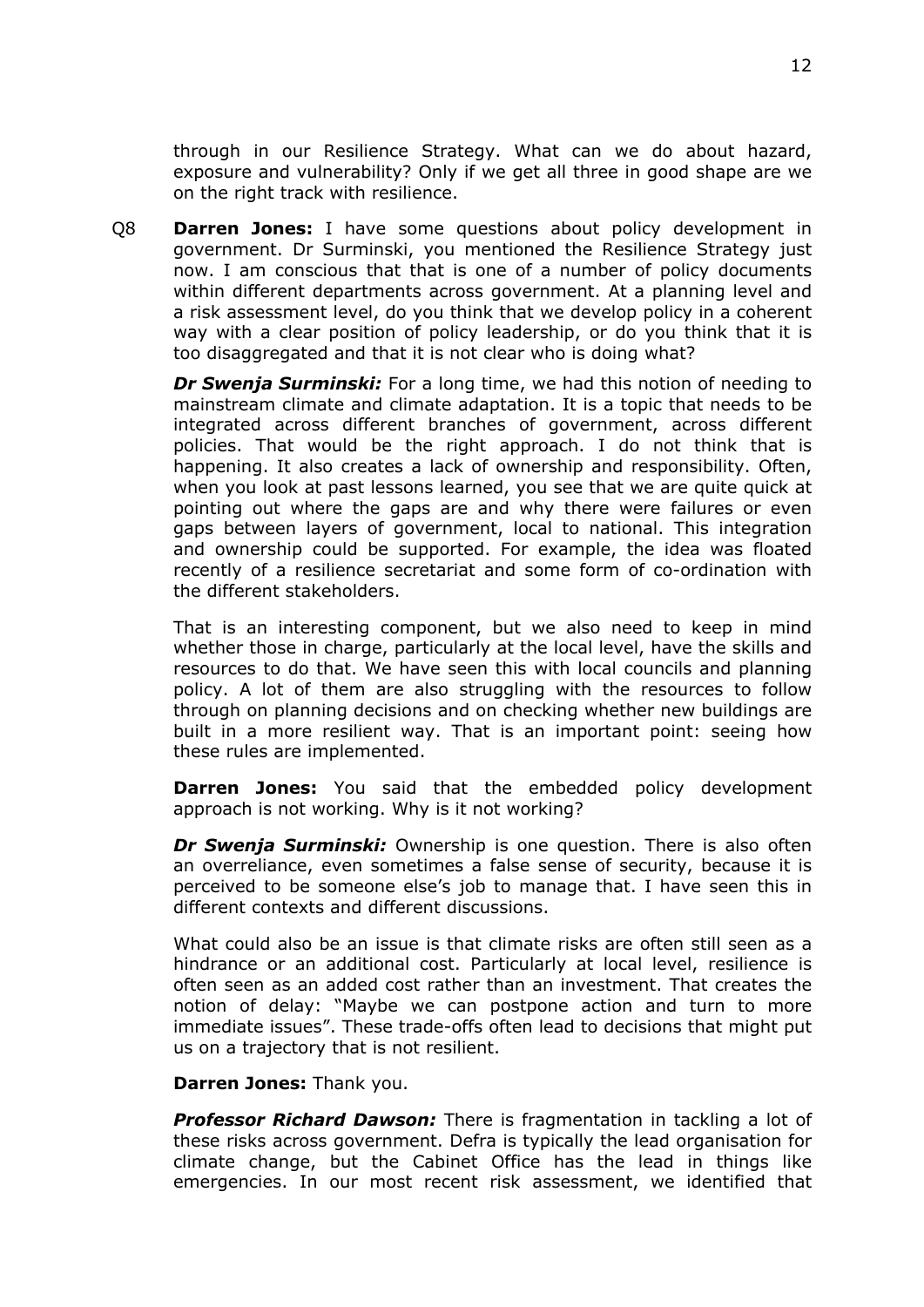through in our Resilience Strategy. What can we do about hazard, exposure and vulnerability? Only if we get all three in good shape are we on the right track with resilience.

Q8 **Darren Jones:** I have some questions about policy development in government. Dr Surminski, you mentioned the Resilience Strategy just now. I am conscious that that is one of a number of policy documents within different departments across government. At a planning level and a risk assessment level, do you think that we develop policy in a coherent way with a clear position of policy leadership, or do you think that it is too disaggregated and that it is not clear who is doing what?

***Dr Swenja Surminski:*** For a long time, we had this notion of needing to mainstream climate and climate adaptation. It is a topic that needs to be integrated across different branches of government, across different policies. That would be the right approach. I do not think that is happening. It also creates a lack of ownership and responsibility. Often, when you look at past lessons learned, you see that we are quite quick at pointing out where the gaps are and why there were failures or even gaps between layers of government, local to national. This integration and ownership could be supported. For example, the idea was floated recently of a resilience secretariat and some form of co-ordination with the different stakeholders.

That is an interesting component, but we also need to keep in mind whether those in charge, particularly at the local level, have the skills and resources to do that. We have seen this with local councils and planning policy. A lot of them are also struggling with the resources to follow through on planning decisions and on checking whether new buildings are built in a more resilient way. That is an important point: seeing how these rules are implemented.

**Darren Jones:** You said that the embedded policy development approach is not working. Why is it not working?

***Dr Swenja Surminski:*** Ownership is one question. There is also often an overreliance, even sometimes a false sense of security, because it is perceived to be someone else's job to manage that. I have seen this in different contexts and different discussions.

What could also be an issue is that climate risks are often still seen as a hindrance or an additional cost. Particularly at local level, resilience is often seen as an added cost rather than an investment. That creates the notion of delay: "Maybe we can postpone action and turn to more immediate issues". These trade-offs often lead to decisions that might put us on a trajectory that is not resilient.

**Darren Jones:** Thank you.

***Professor Richard Dawson:*** There is fragmentation in tackling a lot of these risks across government. Defra is typically the lead organisation for climate change, but the Cabinet Office has the lead in things like emergencies. In our most recent risk assessment, we identified that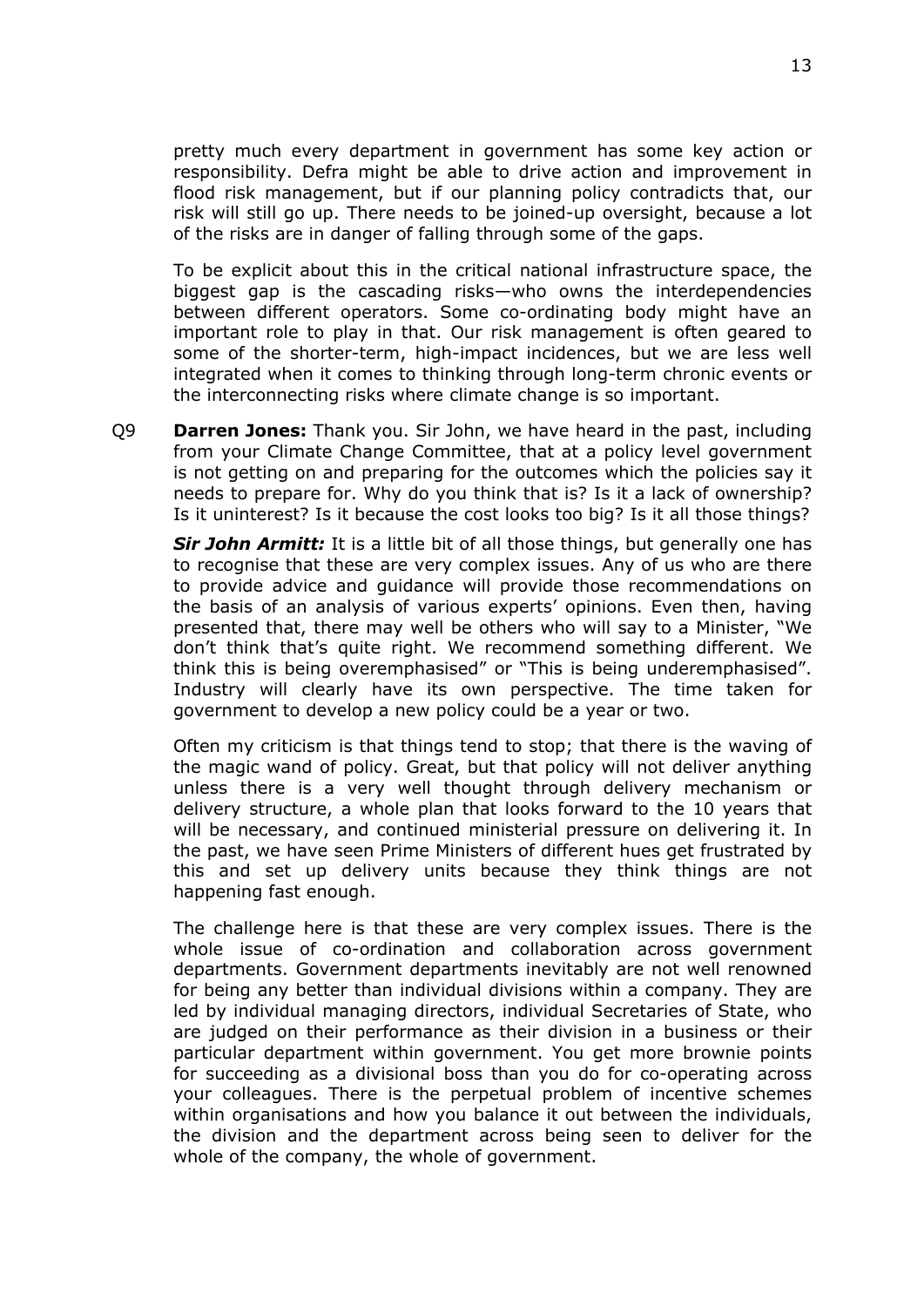pretty much every department in government has some key action or responsibility. Defra might be able to drive action and improvement in flood risk management, but if our planning policy contradicts that, our risk will still go up. There needs to be joined-up oversight, because a lot of the risks are in danger of falling through some of the gaps.

To be explicit about this in the critical national infrastructure space, the biggest gap is the cascading risks—who owns the interdependencies between different operators. Some co-ordinating body might have an important role to play in that. Our risk management is often geared to some of the shorter-term, high-impact incidences, but we are less well integrated when it comes to thinking through long-term chronic events or the interconnecting risks where climate change is so important.

Q9 **Darren Jones:** Thank you. Sir John, we have heard in the past, including from your Climate Change Committee, that at a policy level government is not getting on and preparing for the outcomes which the policies say it needs to prepare for. Why do you think that is? Is it a lack of ownership? Is it uninterest? Is it because the cost looks too big? Is it all those things?

***Sir John Armitt:*** It is a little bit of all those things, but generally one has to recognise that these are very complex issues. Any of us who are there to provide advice and guidance will provide those recommendations on the basis of an analysis of various experts' opinions. Even then, having presented that, there may well be others who will say to a Minister, "We don't think that's quite right. We recommend something different. We think this is being overemphasised" or "This is being underemphasised". Industry will clearly have its own perspective. The time taken for government to develop a new policy could be a year or two.

Often my criticism is that things tend to stop; that there is the waving of the magic wand of policy. Great, but that policy will not deliver anything unless there is a very well thought through delivery mechanism or delivery structure, a whole plan that looks forward to the 10 years that will be necessary, and continued ministerial pressure on delivering it. In the past, we have seen Prime Ministers of different hues get frustrated by this and set up delivery units because they think things are not happening fast enough.

The challenge here is that these are very complex issues. There is the whole issue of co-ordination and collaboration across government departments. Government departments inevitably are not well renowned for being any better than individual divisions within a company. They are led by individual managing directors, individual Secretaries of State, who are judged on their performance as their division in a business or their particular department within government. You get more brownie points for succeeding as a divisional boss than you do for co-operating across your colleagues. There is the perpetual problem of incentive schemes within organisations and how you balance it out between the individuals, the division and the department across being seen to deliver for the whole of the company, the whole of government.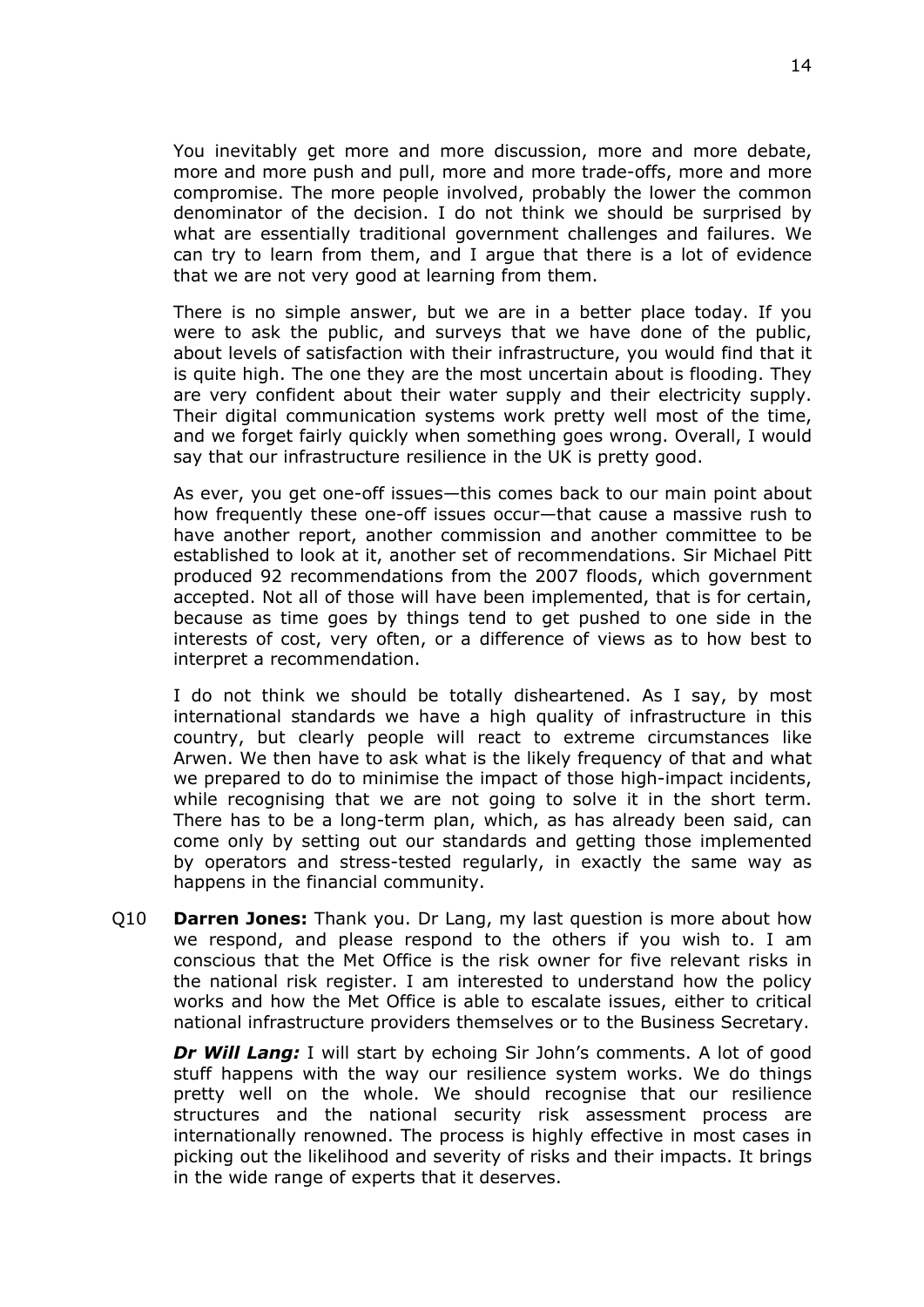You inevitably get more and more discussion, more and more debate, more and more push and pull, more and more trade-offs, more and more compromise. The more people involved, probably the lower the common denominator of the decision. I do not think we should be surprised by what are essentially traditional government challenges and failures. We can try to learn from them, and I argue that there is a lot of evidence that we are not very good at learning from them.

There is no simple answer, but we are in a better place today. If you were to ask the public, and surveys that we have done of the public, about levels of satisfaction with their infrastructure, you would find that it is quite high. The one they are the most uncertain about is flooding. They are very confident about their water supply and their electricity supply. Their digital communication systems work pretty well most of the time, and we forget fairly quickly when something goes wrong. Overall, I would say that our infrastructure resilience in the UK is pretty good.

As ever, you get one-off issues—this comes back to our main point about how frequently these one-off issues occur—that cause a massive rush to have another report, another commission and another committee to be established to look at it, another set of recommendations. Sir Michael Pitt produced 92 recommendations from the 2007 floods, which government accepted. Not all of those will have been implemented, that is for certain, because as time goes by things tend to get pushed to one side in the interests of cost, very often, or a difference of views as to how best to interpret a recommendation.

I do not think we should be totally disheartened. As I say, by most international standards we have a high quality of infrastructure in this country, but clearly people will react to extreme circumstances like Arwen. We then have to ask what is the likely frequency of that and what we prepared to do to minimise the impact of those high-impact incidents, while recognising that we are not going to solve it in the short term. There has to be a long-term plan, which, as has already been said, can come only by setting out our standards and getting those implemented by operators and stress-tested regularly, in exactly the same way as happens in the financial community.

Q10 **Darren Jones:** Thank you. Dr Lang, my last question is more about how we respond, and please respond to the others if you wish to. I am conscious that the Met Office is the risk owner for five relevant risks in the national risk register. I am interested to understand how the policy works and how the Met Office is able to escalate issues, either to critical national infrastructure providers themselves or to the Business Secretary.

***Dr Will Lang:*** I will start by echoing Sir John's comments. A lot of good stuff happens with the way our resilience system works. We do things pretty well on the whole. We should recognise that our resilience structures and the national security risk assessment process are internationally renowned. The process is highly effective in most cases in picking out the likelihood and severity of risks and their impacts. It brings in the wide range of experts that it deserves.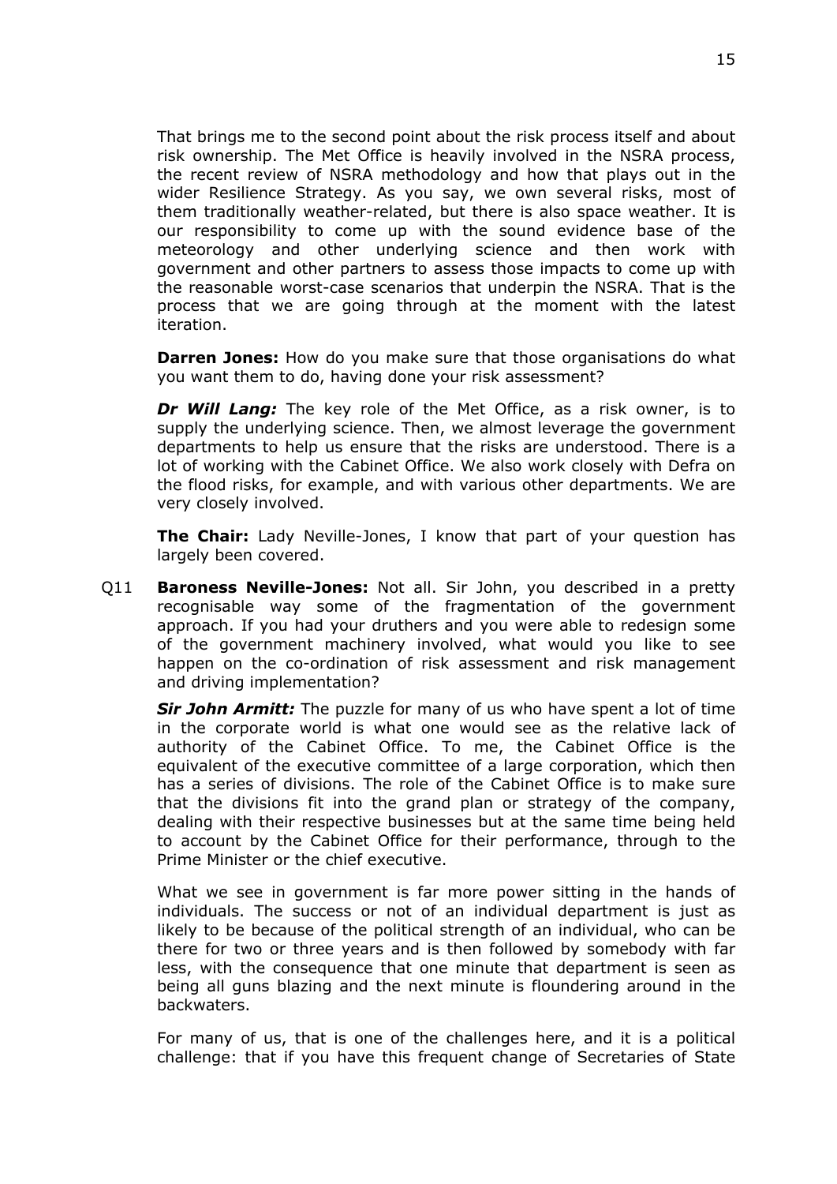That brings me to the second point about the risk process itself and about risk ownership. The Met Office is heavily involved in the NSRA process, the recent review of NSRA methodology and how that plays out in the wider Resilience Strategy. As you say, we own several risks, most of them traditionally weather-related, but there is also space weather. It is our responsibility to come up with the sound evidence base of the meteorology and other underlying science and then work with government and other partners to assess those impacts to come up with the reasonable worst-case scenarios that underpin the NSRA. That is the process that we are going through at the moment with the latest iteration.

**Darren Jones:** How do you make sure that those organisations do what you want them to do, having done your risk assessment?

***Dr Will Lang:*** The key role of the Met Office, as a risk owner, is to supply the underlying science. Then, we almost leverage the government departments to help us ensure that the risks are understood. There is a lot of working with the Cabinet Office. We also work closely with Defra on the flood risks, for example, and with various other departments. We are very closely involved.

**The Chair:** Lady Neville-Jones, I know that part of your question has largely been covered.

Q11 **Baroness Neville-Jones:** Not all. Sir John, you described in a pretty recognisable way some of the fragmentation of the government approach. If you had your druthers and you were able to redesign some of the government machinery involved, what would you like to see happen on the co-ordination of risk assessment and risk management and driving implementation?

***Sir John Armitt:*** The puzzle for many of us who have spent a lot of time in the corporate world is what one would see as the relative lack of authority of the Cabinet Office. To me, the Cabinet Office is the equivalent of the executive committee of a large corporation, which then has a series of divisions. The role of the Cabinet Office is to make sure that the divisions fit into the grand plan or strategy of the company, dealing with their respective businesses but at the same time being held to account by the Cabinet Office for their performance, through to the Prime Minister or the chief executive.

What we see in government is far more power sitting in the hands of individuals. The success or not of an individual department is just as likely to be because of the political strength of an individual, who can be there for two or three years and is then followed by somebody with far less, with the consequence that one minute that department is seen as being all guns blazing and the next minute is floundering around in the backwaters.

For many of us, that is one of the challenges here, and it is a political challenge: that if you have this frequent change of Secretaries of State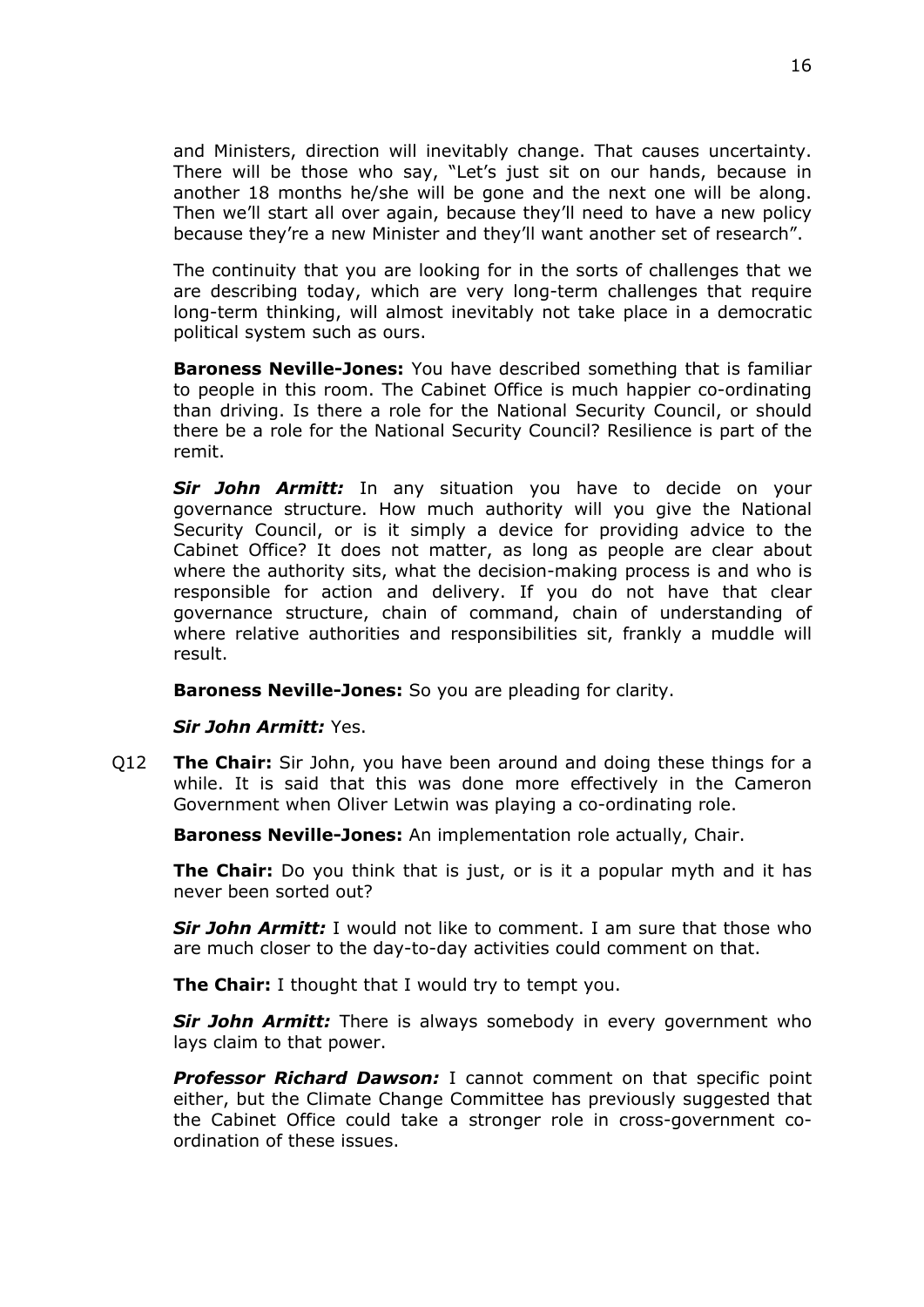and Ministers, direction will inevitably change. That causes uncertainty. There will be those who say, "Let's just sit on our hands, because in another 18 months he/she will be gone and the next one will be along. Then we'll start all over again, because they'll need to have a new policy because they're a new Minister and they'll want another set of research".

The continuity that you are looking for in the sorts of challenges that we are describing today, which are very long-term challenges that require long-term thinking, will almost inevitably not take place in a democratic political system such as ours.

**Baroness Neville-Jones:** You have described something that is familiar to people in this room. The Cabinet Office is much happier co-ordinating than driving. Is there a role for the National Security Council, or should there be a role for the National Security Council? Resilience is part of the remit.

***Sir John Armitt:*** In any situation you have to decide on your governance structure. How much authority will you give the National Security Council, or is it simply a device for providing advice to the Cabinet Office? It does not matter, as long as people are clear about where the authority sits, what the decision-making process is and who is responsible for action and delivery. If you do not have that clear governance structure, chain of command, chain of understanding of where relative authorities and responsibilities sit, frankly a muddle will result.

**Baroness Neville-Jones:** So you are pleading for clarity.

***Sir John Armitt:*** Yes.

Q12 **The Chair:** Sir John, you have been around and doing these things for a while. It is said that this was done more effectively in the Cameron Government when Oliver Letwin was playing a co-ordinating role.

**Baroness Neville-Jones:** An implementation role actually, Chair.

**The Chair:** Do you think that is just, or is it a popular myth and it has never been sorted out?

***Sir John Armitt:*** I would not like to comment. I am sure that those who are much closer to the day-to-day activities could comment on that.

**The Chair:** I thought that I would try to tempt you.

***Sir John Armitt:*** There is always somebody in every government who lays claim to that power.

***Professor Richard Dawson:*** I cannot comment on that specific point either, but the Climate Change Committee has previously suggested that the Cabinet Office could take a stronger role in cross-government co-ordination of these issues.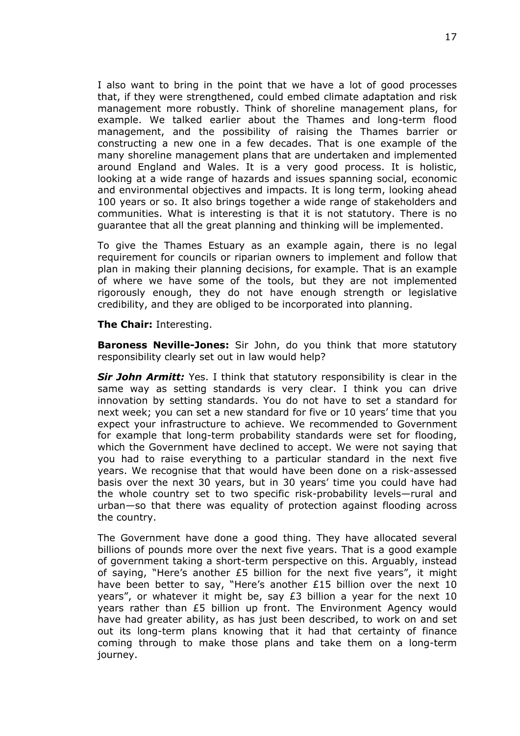I also want to bring in the point that we have a lot of good processes that, if they were strengthened, could embed climate adaptation and risk management more robustly. Think of shoreline management plans, for example. We talked earlier about the Thames and long-term flood management, and the possibility of raising the Thames barrier or constructing a new one in a few decades. That is one example of the many shoreline management plans that are undertaken and implemented around England and Wales. It is a very good process. It is holistic, looking at a wide range of hazards and issues spanning social, economic and environmental objectives and impacts. It is long term, looking ahead 100 years or so. It also brings together a wide range of stakeholders and communities. What is interesting is that it is not statutory. There is no guarantee that all the great planning and thinking will be implemented.

To give the Thames Estuary as an example again, there is no legal requirement for councils or riparian owners to implement and follow that plan in making their planning decisions, for example. That is an example of where we have some of the tools, but they are not implemented rigorously enough, they do not have enough strength or legislative credibility, and they are obliged to be incorporated into planning.

**The Chair:** Interesting.

**Baroness Neville-Jones:** Sir John, do you think that more statutory responsibility clearly set out in law would help?

***Sir John Armitt:*** Yes. I think that statutory responsibility is clear in the same way as setting standards is very clear. I think you can drive innovation by setting standards. You do not have to set a standard for next week; you can set a new standard for five or 10 years' time that you expect your infrastructure to achieve. We recommended to Government for example that long-term probability standards were set for flooding, which the Government have declined to accept. We were not saying that you had to raise everything to a particular standard in the next five years. We recognise that that would have been done on a risk-assessed basis over the next 30 years, but in 30 years' time you could have had the whole country set to two specific risk-probability levels—rural and urban—so that there was equality of protection against flooding across the country.

The Government have done a good thing. They have allocated several billions of pounds more over the next five years. That is a good example of government taking a short-term perspective on this. Arguably, instead of saying, "Here's another £5 billion for the next five years", it might have been better to say, "Here's another £15 billion over the next 10 years", or whatever it might be, say £3 billion a year for the next 10 years rather than £5 billion up front. The Environment Agency would have had greater ability, as has just been described, to work on and set out its long-term plans knowing that it had that certainty of finance coming through to make those plans and take them on a long-term journey.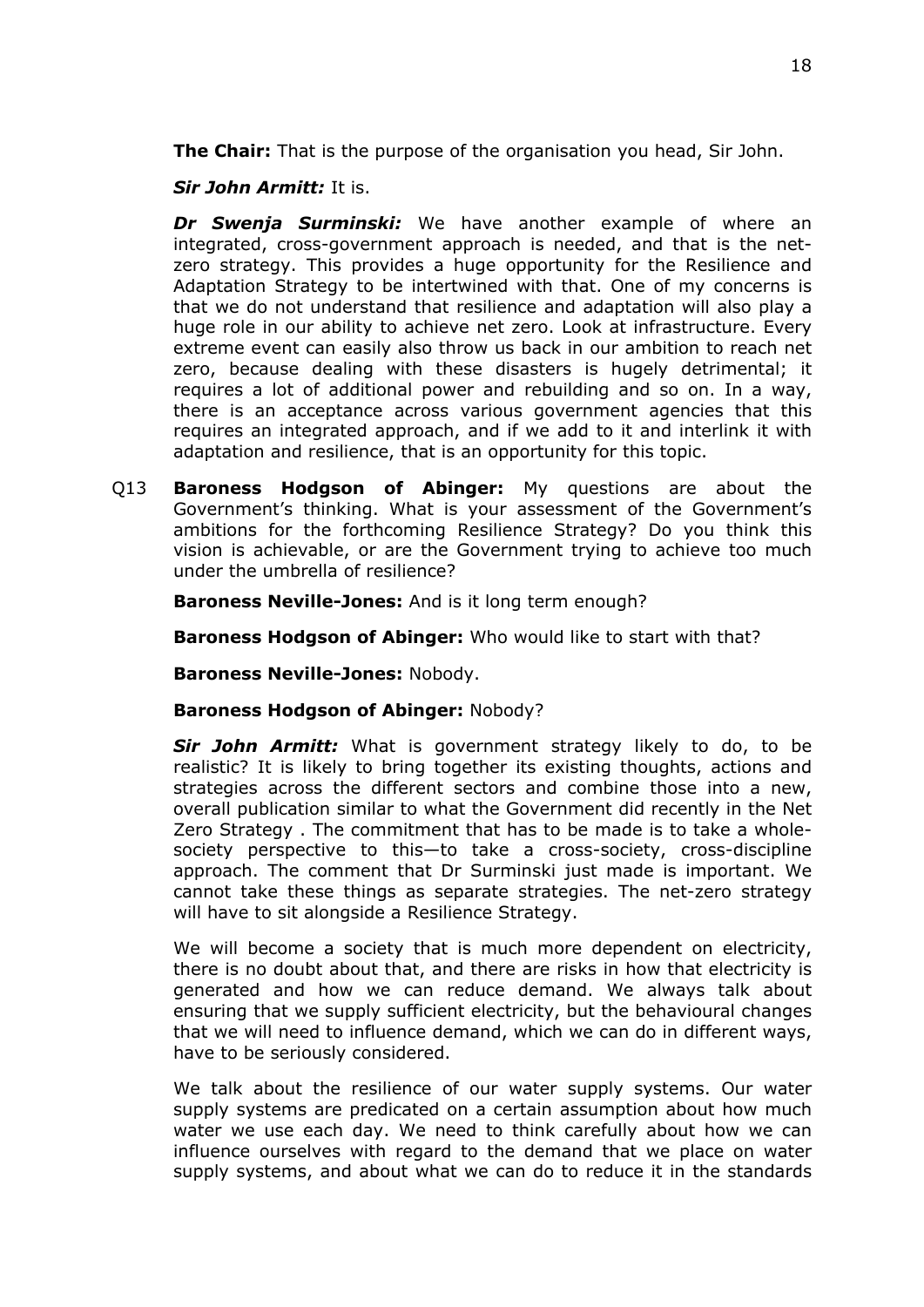**The Chair:** That is the purpose of the organisation you head, Sir John.

***Sir John Armitt:*** It is.

***Dr Swenja Surminski:*** We have another example of where an integrated, cross-government approach is needed, and that is the net-zero strategy. This provides a huge opportunity for the Resilience and Adaptation Strategy to be intertwined with that. One of my concerns is that we do not understand that resilience and adaptation will also play a huge role in our ability to achieve net zero. Look at infrastructure. Every extreme event can easily also throw us back in our ambition to reach net zero, because dealing with these disasters is hugely detrimental; it requires a lot of additional power and rebuilding and so on. In a way, there is an acceptance across various government agencies that this requires an integrated approach, and if we add to it and interlink it with adaptation and resilience, that is an opportunity for this topic.

Q13 **Baroness Hodgson of Abinger:** My questions are about the Government's thinking. What is your assessment of the Government's ambitions for the forthcoming Resilience Strategy? Do you think this vision is achievable, or are the Government trying to achieve too much under the umbrella of resilience?

**Baroness Neville-Jones:** And is it long term enough?

**Baroness Hodgson of Abinger:** Who would like to start with that?

**Baroness Neville-Jones:** Nobody.

**Baroness Hodgson of Abinger:** Nobody?

***Sir John Armitt:*** What is government strategy likely to do, to be realistic? It is likely to bring together its existing thoughts, actions and strategies across the different sectors and combine those into a new, overall publication similar to what the Government did recently in the Net Zero Strategy . The commitment that has to be made is to take a whole-society perspective to this—to take a cross-society, cross-discipline approach. The comment that Dr Surminski just made is important. We cannot take these things as separate strategies. The net-zero strategy will have to sit alongside a Resilience Strategy.

We will become a society that is much more dependent on electricity, there is no doubt about that, and there are risks in how that electricity is generated and how we can reduce demand. We always talk about ensuring that we supply sufficient electricity, but the behavioural changes that we will need to influence demand, which we can do in different ways, have to be seriously considered.

We talk about the resilience of our water supply systems. Our water supply systems are predicated on a certain assumption about how much water we use each day. We need to think carefully about how we can influence ourselves with regard to the demand that we place on water supply systems, and about what we can do to reduce it in the standards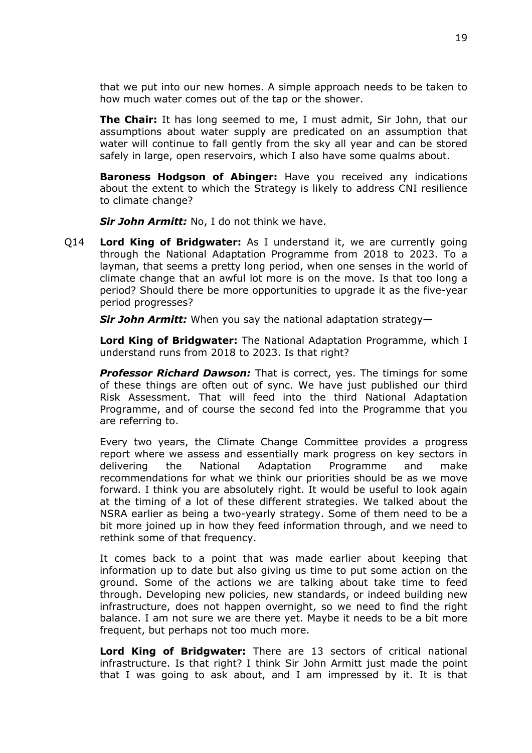that we put into our new homes. A simple approach needs to be taken to how much water comes out of the tap or the shower.

**The Chair:** It has long seemed to me, I must admit, Sir John, that our assumptions about water supply are predicated on an assumption that water will continue to fall gently from the sky all year and can be stored safely in large, open reservoirs, which I also have some qualms about.

**Baroness Hodgson of Abinger:** Have you received any indications about the extent to which the Strategy is likely to address CNI resilience to climate change?

***Sir John Armitt:*** No, I do not think we have.

Q14 **Lord King of Bridgwater:** As I understand it, we are currently going through the National Adaptation Programme from 2018 to 2023. To a layman, that seems a pretty long period, when one senses in the world of climate change that an awful lot more is on the move. Is that too long a period? Should there be more opportunities to upgrade it as the five-year period progresses?

***Sir John Armitt:*** When you say the national adaptation strategy—

**Lord King of Bridgwater:** The National Adaptation Programme, which I understand runs from 2018 to 2023. Is that right?

***Professor Richard Dawson:*** That is correct, yes. The timings for some of these things are often out of sync. We have just published our third Risk Assessment. That will feed into the third National Adaptation Programme, and of course the second fed into the Programme that you are referring to.

Every two years, the Climate Change Committee provides a progress report where we assess and essentially mark progress on key sectors in delivering the National Adaptation Programme and make recommendations for what we think our priorities should be as we move forward. I think you are absolutely right. It would be useful to look again at the timing of a lot of these different strategies. We talked about the NSRA earlier as being a two-yearly strategy. Some of them need to be a bit more joined up in how they feed information through, and we need to rethink some of that frequency.

It comes back to a point that was made earlier about keeping that information up to date but also giving us time to put some action on the ground. Some of the actions we are talking about take time to feed through. Developing new policies, new standards, or indeed building new infrastructure, does not happen overnight, so we need to find the right balance. I am not sure we are there yet. Maybe it needs to be a bit more frequent, but perhaps not too much more.

**Lord King of Bridgwater:** There are 13 sectors of critical national infrastructure. Is that right? I think Sir John Armitt just made the point that I was going to ask about, and I am impressed by it. It is that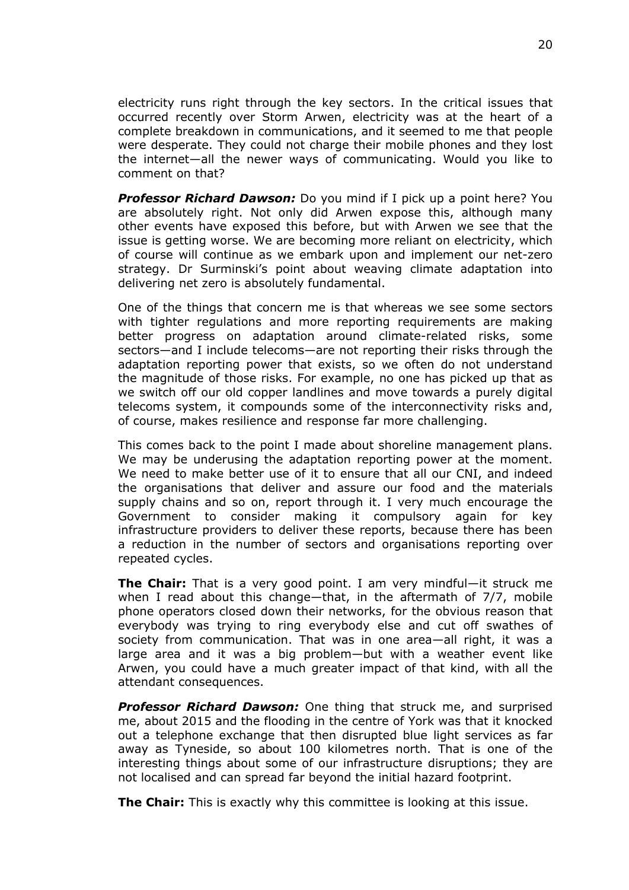electricity runs right through the key sectors. In the critical issues that occurred recently over Storm Arwen, electricity was at the heart of a complete breakdown in communications, and it seemed to me that people were desperate. They could not charge their mobile phones and they lost the internet—all the newer ways of communicating. Would you like to comment on that?

***Professor Richard Dawson:*** Do you mind if I pick up a point here? You are absolutely right. Not only did Arwen expose this, although many other events have exposed this before, but with Arwen we see that the issue is getting worse. We are becoming more reliant on electricity, which of course will continue as we embark upon and implement our net-zero strategy. Dr Surminski's point about weaving climate adaptation into delivering net zero is absolutely fundamental.

One of the things that concern me is that whereas we see some sectors with tighter regulations and more reporting requirements are making better progress on adaptation around climate-related risks, some sectors—and I include telecoms—are not reporting their risks through the adaptation reporting power that exists, so we often do not understand the magnitude of those risks. For example, no one has picked up that as we switch off our old copper landlines and move towards a purely digital telecoms system, it compounds some of the interconnectivity risks and, of course, makes resilience and response far more challenging.

This comes back to the point I made about shoreline management plans. We may be underusing the adaptation reporting power at the moment. We need to make better use of it to ensure that all our CNI, and indeed the organisations that deliver and assure our food and the materials supply chains and so on, report through it. I very much encourage the Government to consider making it compulsory again for key infrastructure providers to deliver these reports, because there has been a reduction in the number of sectors and organisations reporting over repeated cycles.

**The Chair:** That is a very good point. I am very mindful—it struck me when I read about this change—that, in the aftermath of 7/7, mobile phone operators closed down their networks, for the obvious reason that everybody was trying to ring everybody else and cut off swathes of society from communication. That was in one area—all right, it was a large area and it was a big problem—but with a weather event like Arwen, you could have a much greater impact of that kind, with all the attendant consequences.

***Professor Richard Dawson:*** One thing that struck me, and surprised me, about 2015 and the flooding in the centre of York was that it knocked out a telephone exchange that then disrupted blue light services as far away as Tyneside, so about 100 kilometres north. That is one of the interesting things about some of our infrastructure disruptions; they are not localised and can spread far beyond the initial hazard footprint.

**The Chair:** This is exactly why this committee is looking at this issue.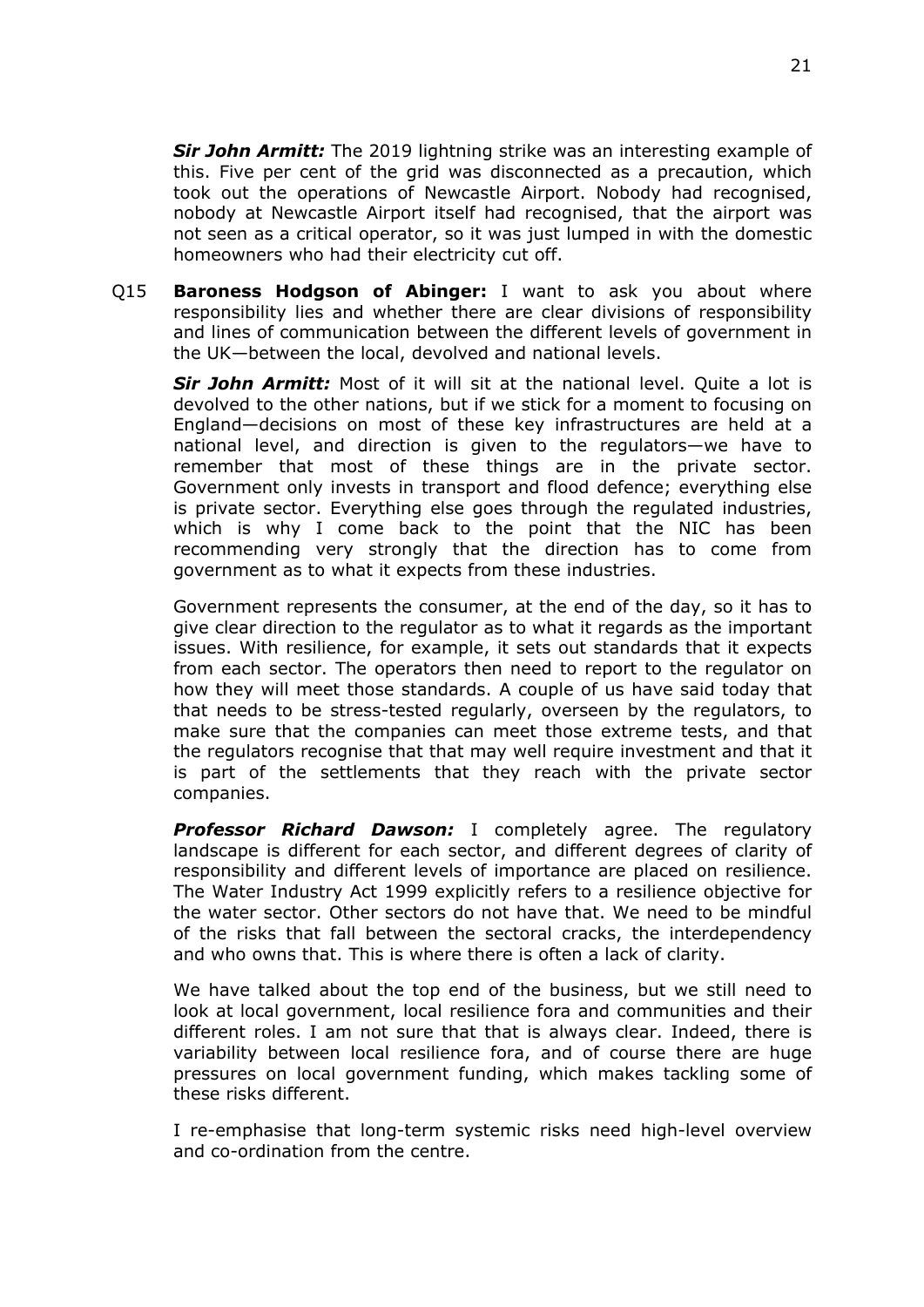***Sir John Armitt:*** The 2019 lightning strike was an interesting example of this. Five per cent of the grid was disconnected as a precaution, which took out the operations of Newcastle Airport. Nobody had recognised, nobody at Newcastle Airport itself had recognised, that the airport was not seen as a critical operator, so it was just lumped in with the domestic homeowners who had their electricity cut off.

Q15 **Baroness Hodgson of Abinger:** I want to ask you about where responsibility lies and whether there are clear divisions of responsibility and lines of communication between the different levels of government in the UK—between the local, devolved and national levels.

***Sir John Armitt:*** Most of it will sit at the national level. Quite a lot is devolved to the other nations, but if we stick for a moment to focusing on England—decisions on most of these key infrastructures are held at a national level, and direction is given to the regulators—we have to remember that most of these things are in the private sector. Government only invests in transport and flood defence; everything else is private sector. Everything else goes through the regulated industries, which is why I come back to the point that the NIC has been recommending very strongly that the direction has to come from government as to what it expects from these industries.

Government represents the consumer, at the end of the day, so it has to give clear direction to the regulator as to what it regards as the important issues. With resilience, for example, it sets out standards that it expects from each sector. The operators then need to report to the regulator on how they will meet those standards. A couple of us have said today that that needs to be stress-tested regularly, overseen by the regulators, to make sure that the companies can meet those extreme tests, and that the regulators recognise that that may well require investment and that it is part of the settlements that they reach with the private sector companies.

***Professor Richard Dawson:*** I completely agree. The regulatory landscape is different for each sector, and different degrees of clarity of responsibility and different levels of importance are placed on resilience. The Water Industry Act 1999 explicitly refers to a resilience objective for the water sector. Other sectors do not have that. We need to be mindful of the risks that fall between the sectoral cracks, the interdependency and who owns that. This is where there is often a lack of clarity.

We have talked about the top end of the business, but we still need to look at local government, local resilience fora and communities and their different roles. I am not sure that that is always clear. Indeed, there is variability between local resilience fora, and of course there are huge pressures on local government funding, which makes tackling some of these risks different.

I re-emphasise that long-term systemic risks need high-level overview and co-ordination from the centre.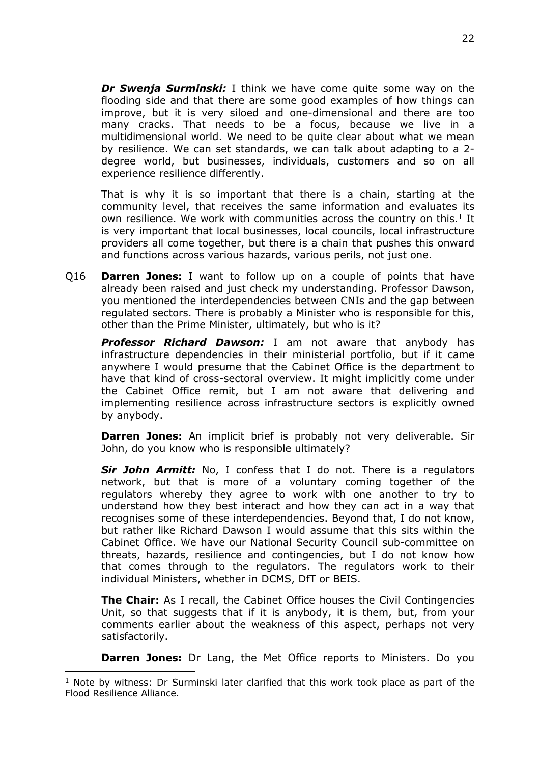***Dr Swenja Surminski:*** I think we have come quite some way on the flooding side and that there are some good examples of how things can improve, but it is very siloed and one-dimensional and there are too many cracks. That needs to be a focus, because we live in a multidimensional world. We need to be quite clear about what we mean by resilience. We can set standards, we can talk about adapting to a 2-degree world, but businesses, individuals, customers and so on all experience resilience differently.

That is why it is so important that there is a chain, starting at the community level, that receives the same information and evaluates its own resilience. We work with communities across the country on this.[1] It is very important that local businesses, local councils, local infrastructure providers all come together, but there is a chain that pushes this onward and functions across various hazards, various perils, not just one.

Q16 **Darren Jones:** I want to follow up on a couple of points that have already been raised and just check my understanding. Professor Dawson, you mentioned the interdependencies between CNIs and the gap between regulated sectors. There is probably a Minister who is responsible for this, other than the Prime Minister, ultimately, but who is it?

***Professor Richard Dawson:*** I am not aware that anybody has infrastructure dependencies in their ministerial portfolio, but if it came anywhere I would presume that the Cabinet Office is the department to have that kind of cross-sectoral overview. It might implicitly come under the Cabinet Office remit, but I am not aware that delivering and implementing resilience across infrastructure sectors is explicitly owned by anybody.

**Darren Jones:** An implicit brief is probably not very deliverable. Sir John, do you know who is responsible ultimately?

***Sir John Armitt:*** No, I confess that I do not. There is a regulators network, but that is more of a voluntary coming together of the regulators whereby they agree to work with one another to try to understand how they best interact and how they can act in a way that recognises some of these interdependencies. Beyond that, I do not know, but rather like Richard Dawson I would assume that this sits within the Cabinet Office. We have our National Security Council sub-committee on threats, hazards, resilience and contingencies, but I do not know how that comes through to the regulators. The regulators work to their individual Ministers, whether in DCMS, DfT or BEIS.

**The Chair:** As I recall, the Cabinet Office houses the Civil Contingencies Unit, so that suggests that if it is anybody, it is them, but, from your comments earlier about the weakness of this aspect, perhaps not very satisfactorily.

**Darren Jones:** Dr Lang, the Met Office reports to Ministers. Do you

[1] Note by witness: Dr Surminski later clarified that this work took place as part of the Flood Resilience Alliance.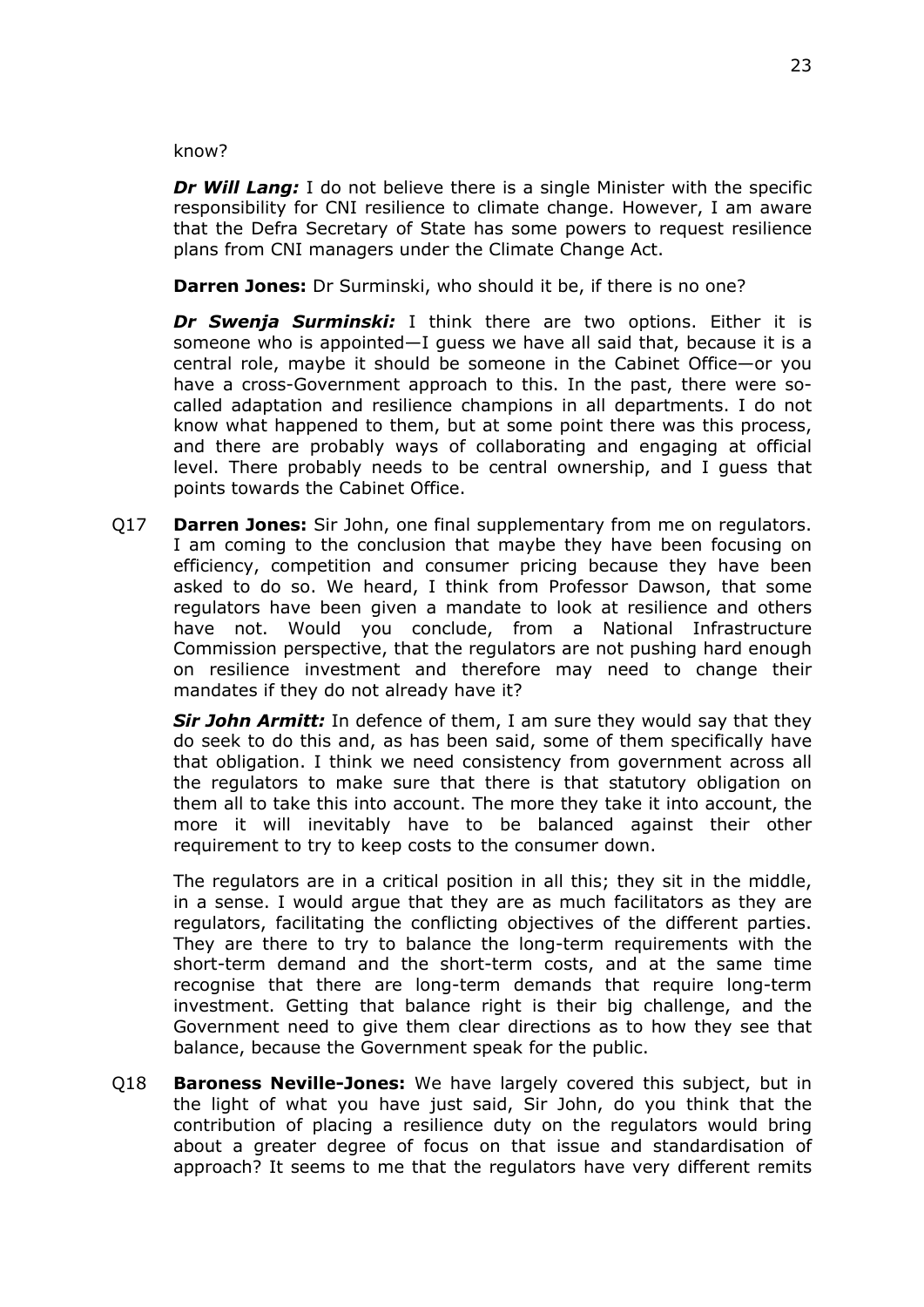know?

***Dr Will Lang:*** I do not believe there is a single Minister with the specific responsibility for CNI resilience to climate change. However, I am aware that the Defra Secretary of State has some powers to request resilience plans from CNI managers under the Climate Change Act.

**Darren Jones:** Dr Surminski, who should it be, if there is no one?

***Dr Swenja Surminski:*** I think there are two options. Either it is someone who is appointed—I guess we have all said that, because it is a central role, maybe it should be someone in the Cabinet Office—or you have a cross-Government approach to this. In the past, there were so-called adaptation and resilience champions in all departments. I do not know what happened to them, but at some point there was this process, and there are probably ways of collaborating and engaging at official level. There probably needs to be central ownership, and I guess that points towards the Cabinet Office.

Q17 **Darren Jones:** Sir John, one final supplementary from me on regulators. I am coming to the conclusion that maybe they have been focusing on efficiency, competition and consumer pricing because they have been asked to do so. We heard, I think from Professor Dawson, that some regulators have been given a mandate to look at resilience and others have not. Would you conclude, from a National Infrastructure Commission perspective, that the regulators are not pushing hard enough on resilience investment and therefore may need to change their mandates if they do not already have it?

***Sir John Armitt:*** In defence of them, I am sure they would say that they do seek to do this and, as has been said, some of them specifically have that obligation. I think we need consistency from government across all the regulators to make sure that there is that statutory obligation on them all to take this into account. The more they take it into account, the more it will inevitably have to be balanced against their other requirement to try to keep costs to the consumer down.

The regulators are in a critical position in all this; they sit in the middle, in a sense. I would argue that they are as much facilitators as they are regulators, facilitating the conflicting objectives of the different parties. They are there to try to balance the long-term requirements with the short-term demand and the short-term costs, and at the same time recognise that there are long-term demands that require long-term investment. Getting that balance right is their big challenge, and the Government need to give them clear directions as to how they see that balance, because the Government speak for the public.

Q18 **Baroness Neville-Jones:** We have largely covered this subject, but in the light of what you have just said, Sir John, do you think that the contribution of placing a resilience duty on the regulators would bring about a greater degree of focus on that issue and standardisation of approach? It seems to me that the regulators have very different remits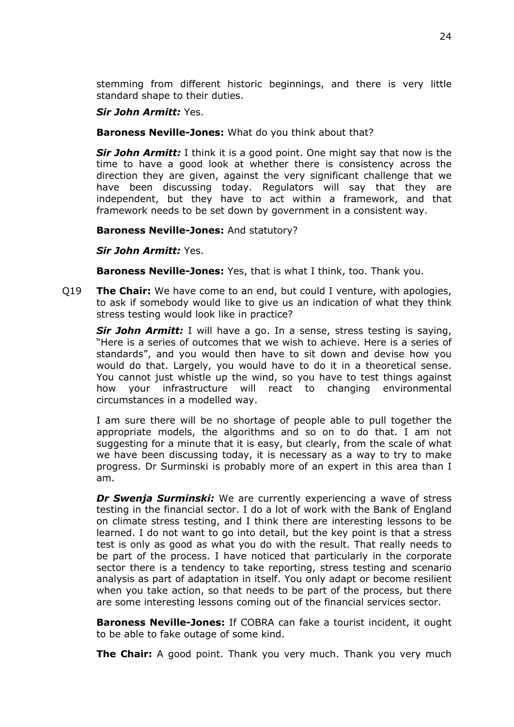stemming from different historic beginnings, and there is very little standard shape to their duties.

***Sir John Armitt:*** Yes.

**Baroness Neville-Jones:** What do you think about that?

***Sir John Armitt:*** I think it is a good point. One might say that now is the time to have a good look at whether there is consistency across the direction they are given, against the very significant challenge that we have been discussing today. Regulators will say that they are independent, but they have to act within a framework, and that framework needs to be set down by government in a consistent way.

**Baroness Neville-Jones:** And statutory?

***Sir John Armitt:*** Yes.

**Baroness Neville-Jones:** Yes, that is what I think, too. Thank you.

Q19 **The Chair:** We have come to an end, but could I venture, with apologies, to ask if somebody would like to give us an indication of what they think stress testing would look like in practice?

***Sir John Armitt:*** I will have a go. In a sense, stress testing is saying, "Here is a series of outcomes that we wish to achieve. Here is a series of standards", and you would then have to sit down and devise how you would do that. Largely, you would have to do it in a theoretical sense. You cannot just whistle up the wind, so you have to test things against how your infrastructure will react to changing environmental circumstances in a modelled way.

I am sure there will be no shortage of people able to pull together the appropriate models, the algorithms and so on to do that. I am not suggesting for a minute that it is easy, but clearly, from the scale of what we have been discussing today, it is necessary as a way to try to make progress. Dr Surminski is probably more of an expert in this area than I am.

***Dr Swenja Surminski:*** We are currently experiencing a wave of stress testing in the financial sector. I do a lot of work with the Bank of England on climate stress testing, and I think there are interesting lessons to be learned. I do not want to go into detail, but the key point is that a stress test is only as good as what you do with the result. That really needs to be part of the process. I have noticed that particularly in the corporate sector there is a tendency to take reporting, stress testing and scenario analysis as part of adaptation in itself. You only adapt or become resilient when you take action, so that needs to be part of the process, but there are some interesting lessons coming out of the financial services sector.

**Baroness Neville-Jones:** If COBRA can fake a tourist incident, it ought to be able to fake outage of some kind.

**The Chair:** A good point. Thank you very much. Thank you very much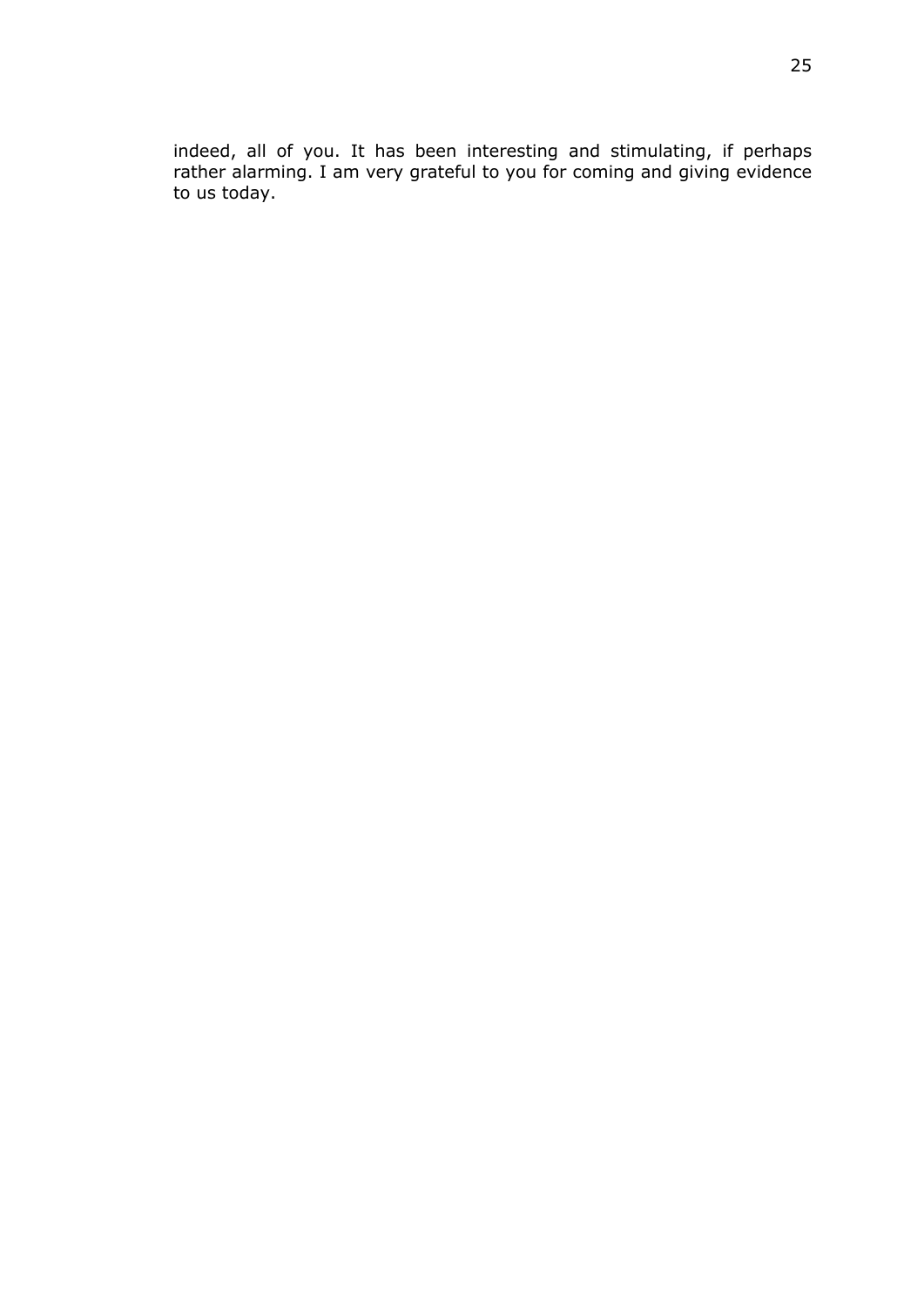indeed, all of you. It has been interesting and stimulating, if perhaps rather alarming. I am very grateful to you for coming and giving evidence to us today.